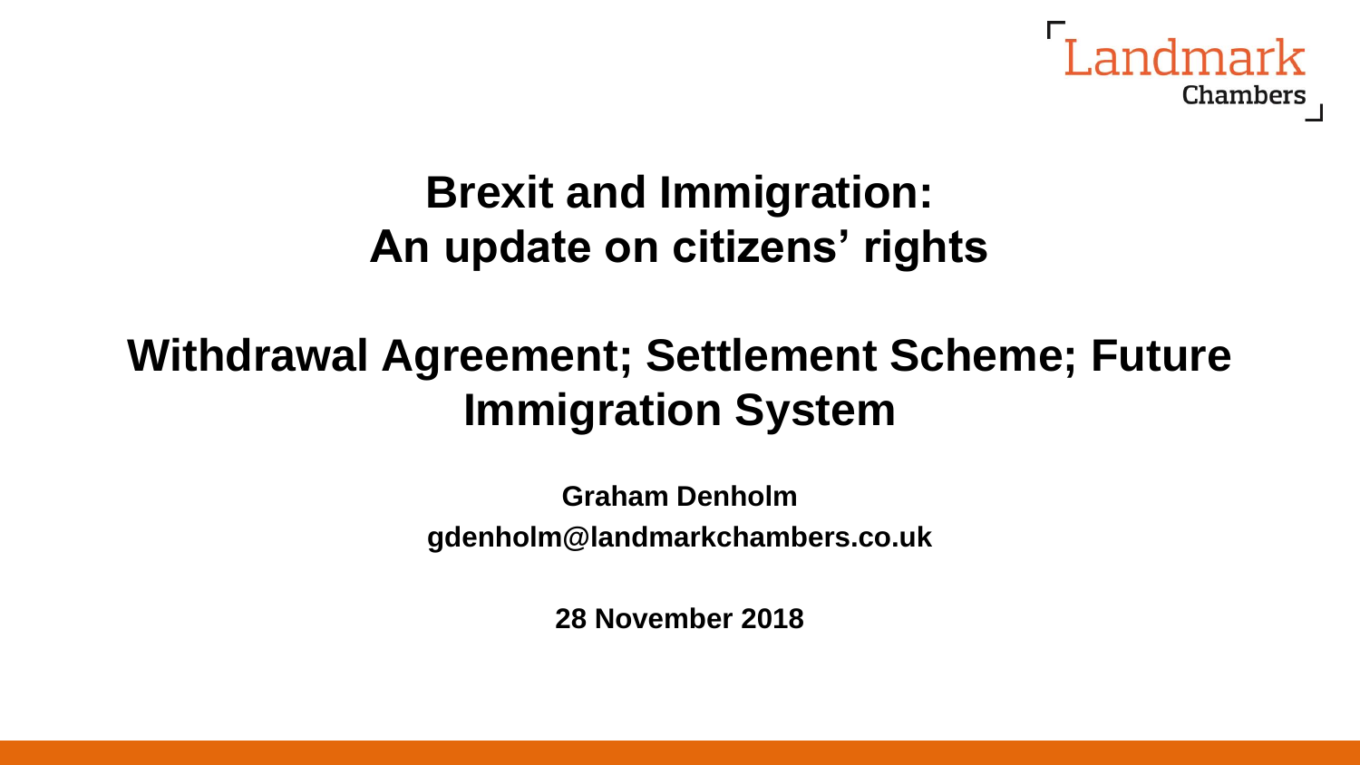Landmark Chambers

# Brexit and Immigration: An update on citizens' rights

## Withdrawal Agreement; Settlement Scheme; Future Immigration System

**Graham Denholm**

**gdenholm@landmarkchambers.co.uk**

**28 November 2018**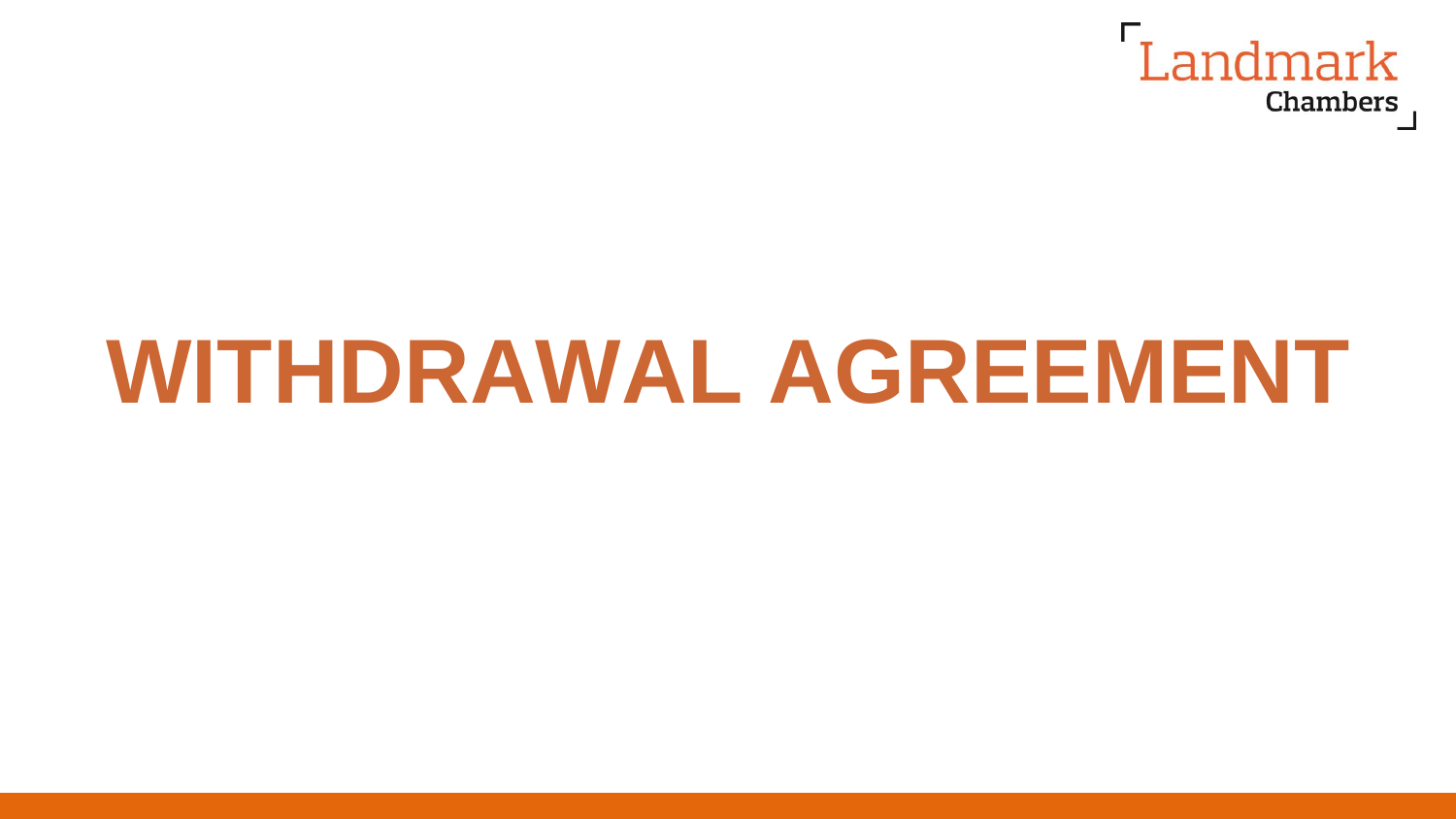# WITHDRAWAL AGREEMENT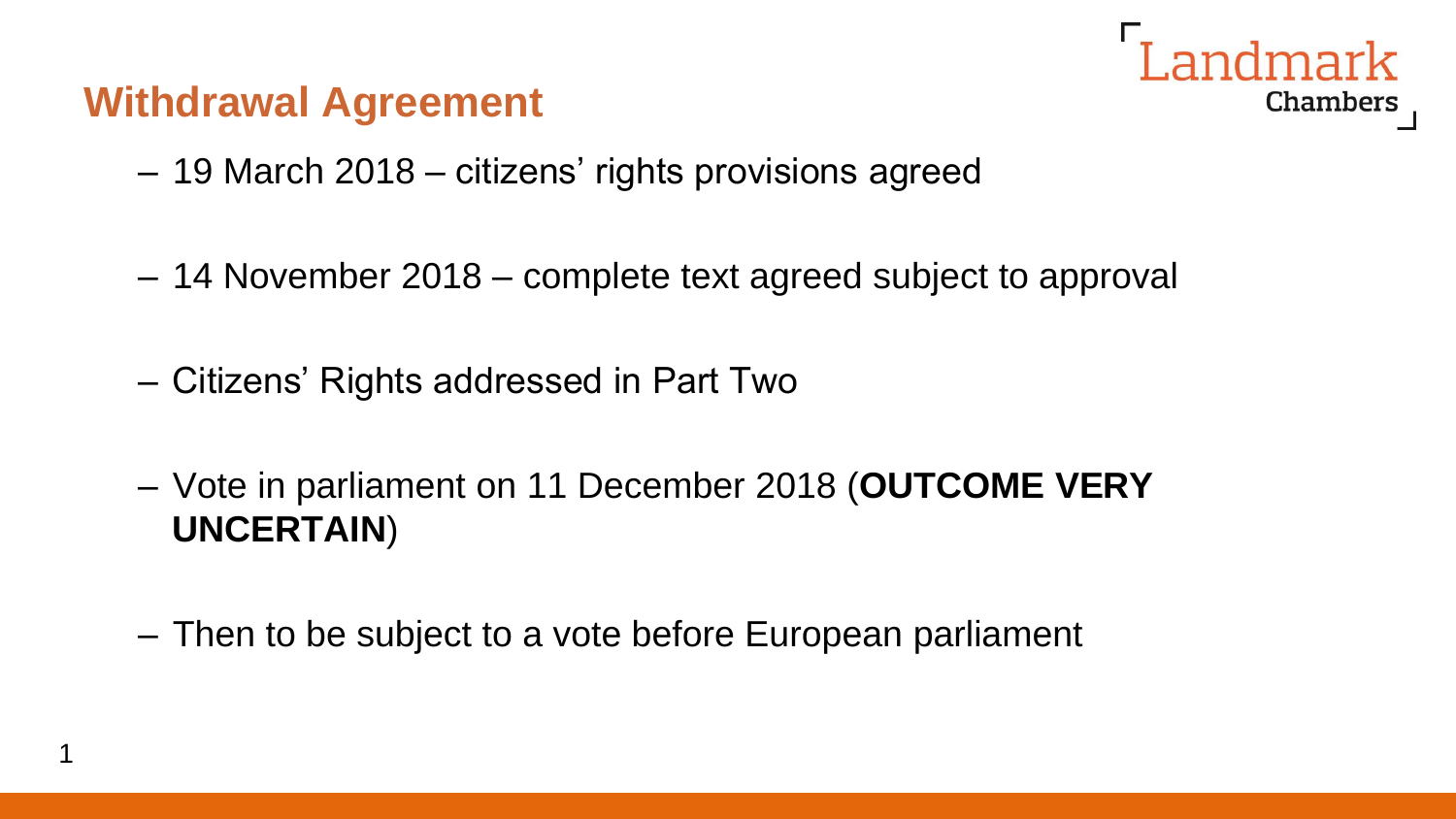## Withdrawal Agreement

- 19 March 2018 – citizens' rights provisions agreed
- 14 November 2018 – complete text agreed subject to approval
- Citizens' Rights addressed in Part Two
- Vote in parliament on 11 December 2018 (**OUTCOME VERY UNCERTAIN**)
- Then to be subject to a vote before European parliament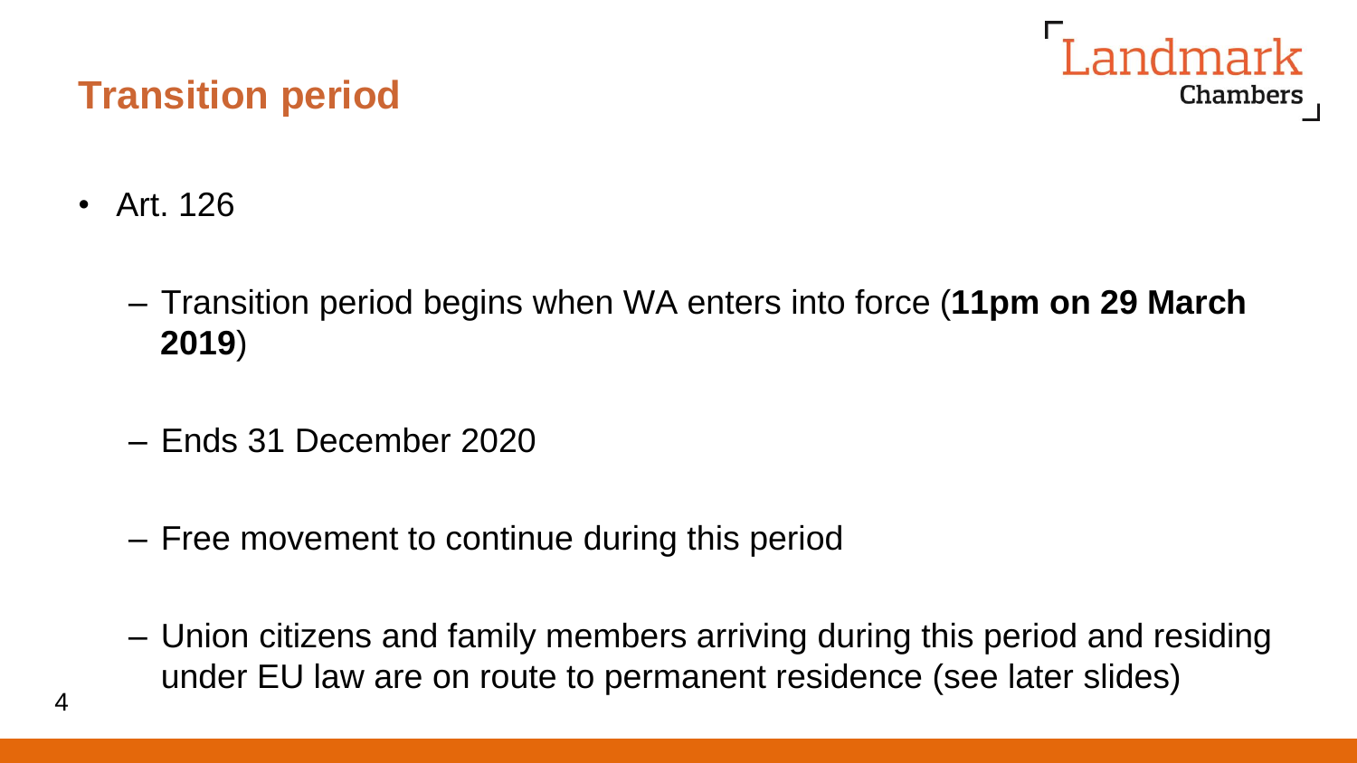## Transition period

- Art. 126
  - Transition period begins when WA enters into force (**11pm on 29 March 2019**)
  - Ends 31 December 2020
  - Free movement to continue during this period
  - Union citizens and family members arriving during this period and residing under EU law are on route to permanent residence (see later slides)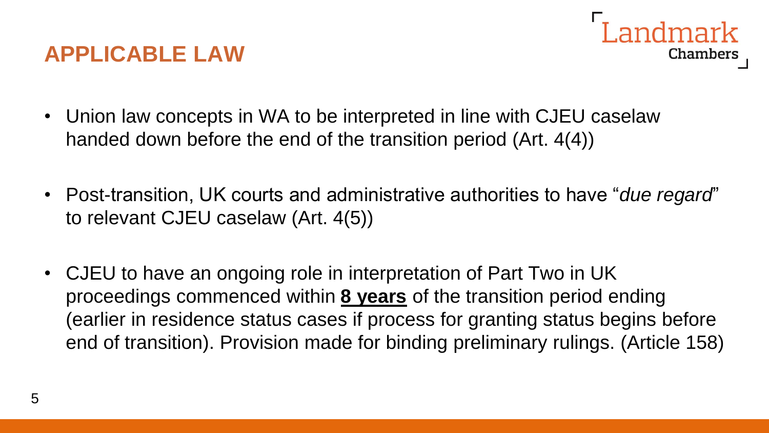## APPLICABLE LAW

- Union law concepts in WA to be interpreted in line with CJEU caselaw handed down before the end of the transition period (Art. 4(4))

- Post-transition, UK courts and administrative authorities to have "*due regard*" to relevant CJEU caselaw (Art. 4(5))

- CJEU to have an ongoing role in interpretation of Part Two in UK proceedings commenced within **8 years** of the transition period ending (earlier in residence status cases if process for granting status begins before end of transition). Provision made for binding preliminary rulings. (Article 158)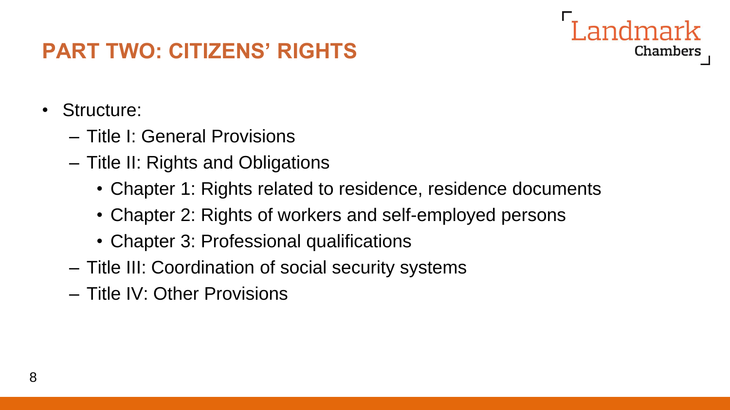## PART TWO: CITIZENS' RIGHTS

- Structure:
  - Title I: General Provisions
  - Title II: Rights and Obligations
    - Chapter 1: Rights related to residence, residence documents
    - Chapter 2: Rights of workers and self-employed persons
    - Chapter 3: Professional qualifications
  - Title III: Coordination of social security systems
  - Title IV: Other Provisions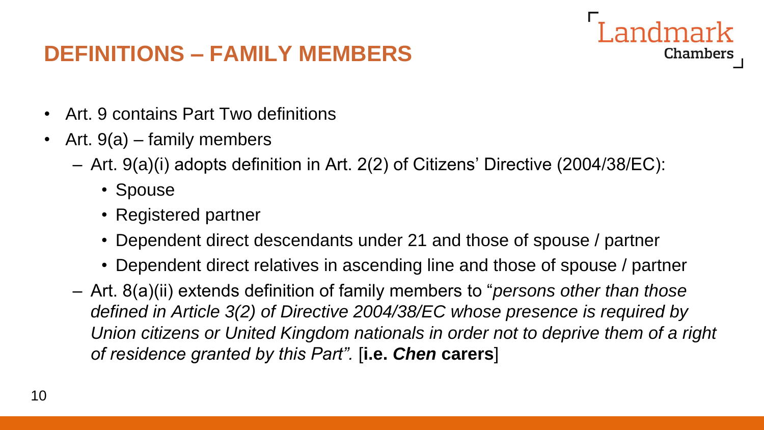## DEFINITIONS – FAMILY MEMBERS

- Art. 9 contains Part Two definitions
- Art. 9(a) – family members
  - Art. 9(a)(i) adopts definition in Art. 2(2) of Citizens' Directive (2004/38/EC):
    - Spouse
    - Registered partner
    - Dependent direct descendants under 21 and those of spouse / partner
    - Dependent direct relatives in ascending line and those of spouse / partner
  - Art. 8(a)(ii) extends definition of family members to "*persons other than those defined in Article 3(2) of Directive 2004/38/EC whose presence is required by Union citizens or United Kingdom nationals in order not to deprive them of a right of residence granted by this Part".* [**i.e. *Chen* carers**]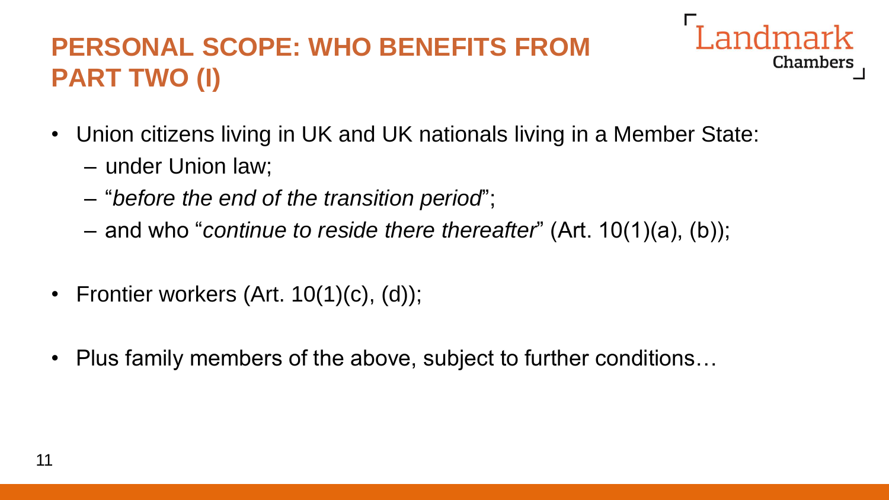# PERSONAL SCOPE: WHO BENEFITS FROM PART TWO (I)

- Union citizens living in UK and UK nationals living in a Member State:
  - under Union law;
  - "*before the end of the transition period*";
  - and who "*continue to reside there thereafter*" (Art. 10(1)(a), (b));
- Frontier workers (Art. 10(1)(c), (d));
- Plus family members of the above, subject to further conditions…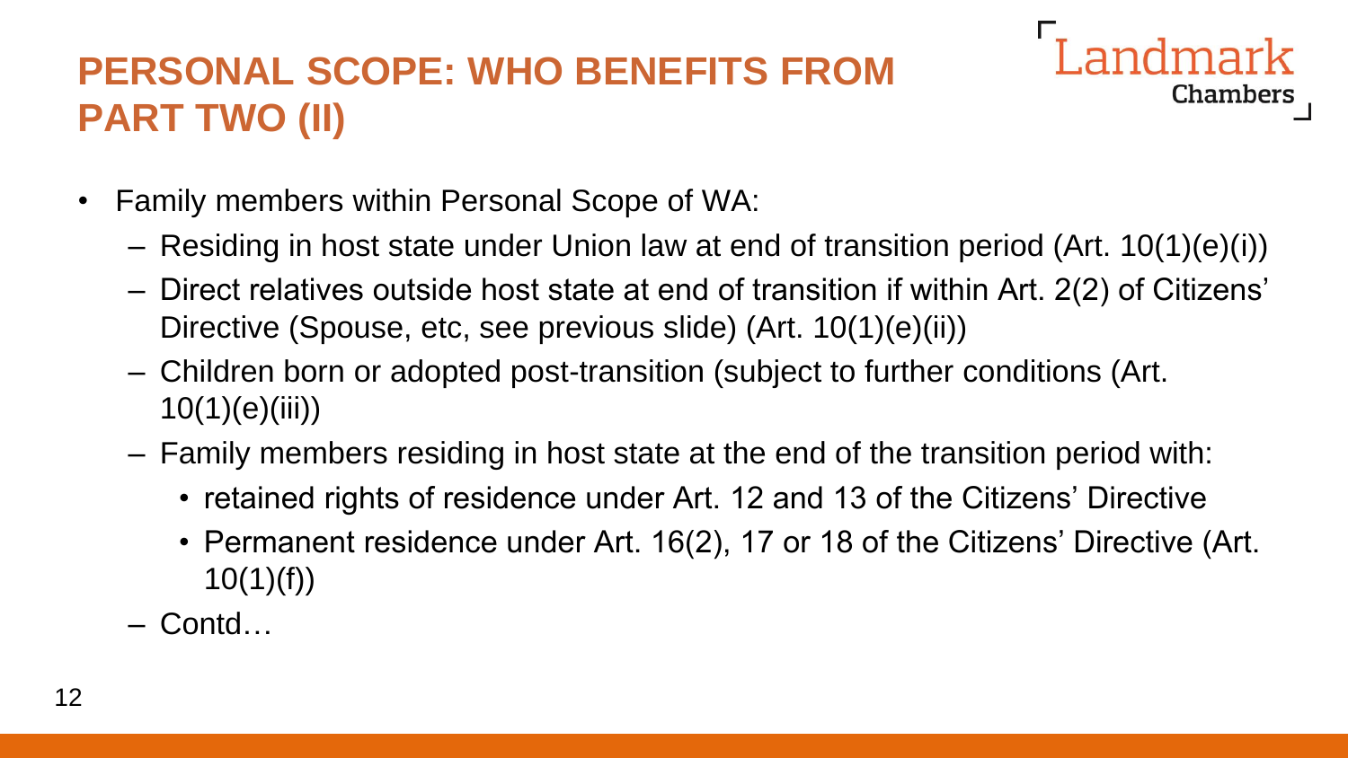# PERSONAL SCOPE: WHO BENEFITS FROM PART TWO (II)

- Family members within Personal Scope of WA:
  - Residing in host state under Union law at end of transition period (Art. 10(1)(e)(i))
  - Direct relatives outside host state at end of transition if within Art. 2(2) of Citizens' Directive (Spouse, etc, see previous slide) (Art. 10(1)(e)(ii))
  - Children born or adopted post-transition (subject to further conditions (Art. 10(1)(e)(iii))
  - Family members residing in host state at the end of the transition period with:
    - retained rights of residence under Art. 12 and 13 of the Citizens' Directive
    - Permanent residence under Art. 16(2), 17 or 18 of the Citizens' Directive (Art. 10(1)(f))
  - Contd…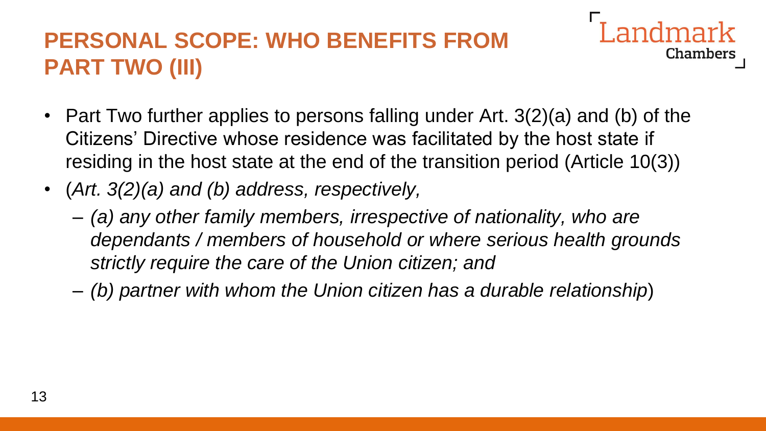# PERSONAL SCOPE: WHO BENEFITS FROM PART TWO (III)

- Part Two further applies to persons falling under Art. 3(2)(a) and (b) of the Citizens' Directive whose residence was facilitated by the host state if residing in the host state at the end of the transition period (Article 10(3))
- (*Art. 3(2)(a) and (b) address, respectively,*
  - *(a) any other family members, irrespective of nationality, who are dependants / members of household or where serious health grounds strictly require the care of the Union citizen; and*
  - *(b) partner with whom the Union citizen has a durable relationship*)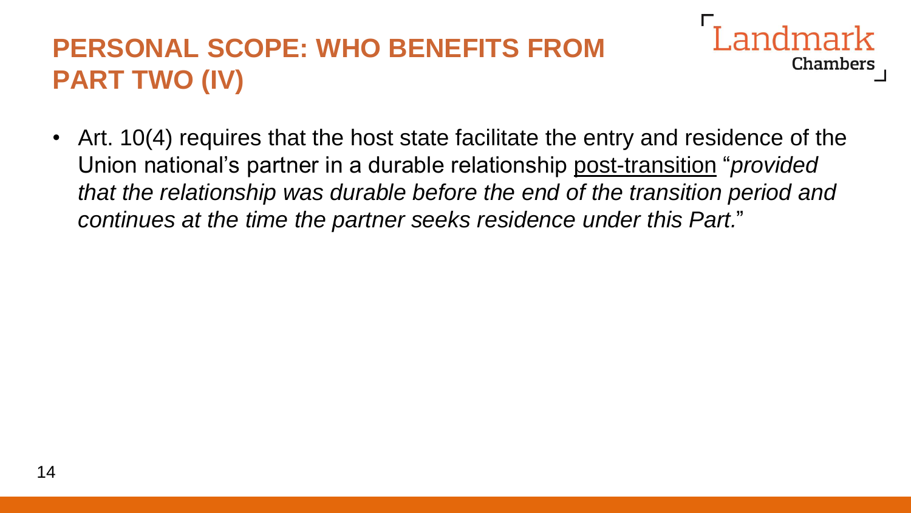# PERSONAL SCOPE: WHO BENEFITS FROM PART TWO (IV)

- Art. 10(4) requires that the host state facilitate the entry and residence of the Union national's partner in a durable relationship <u>post-transition</u> "*provided that the relationship was durable before the end of the transition period and continues at the time the partner seeks residence under this Part.*"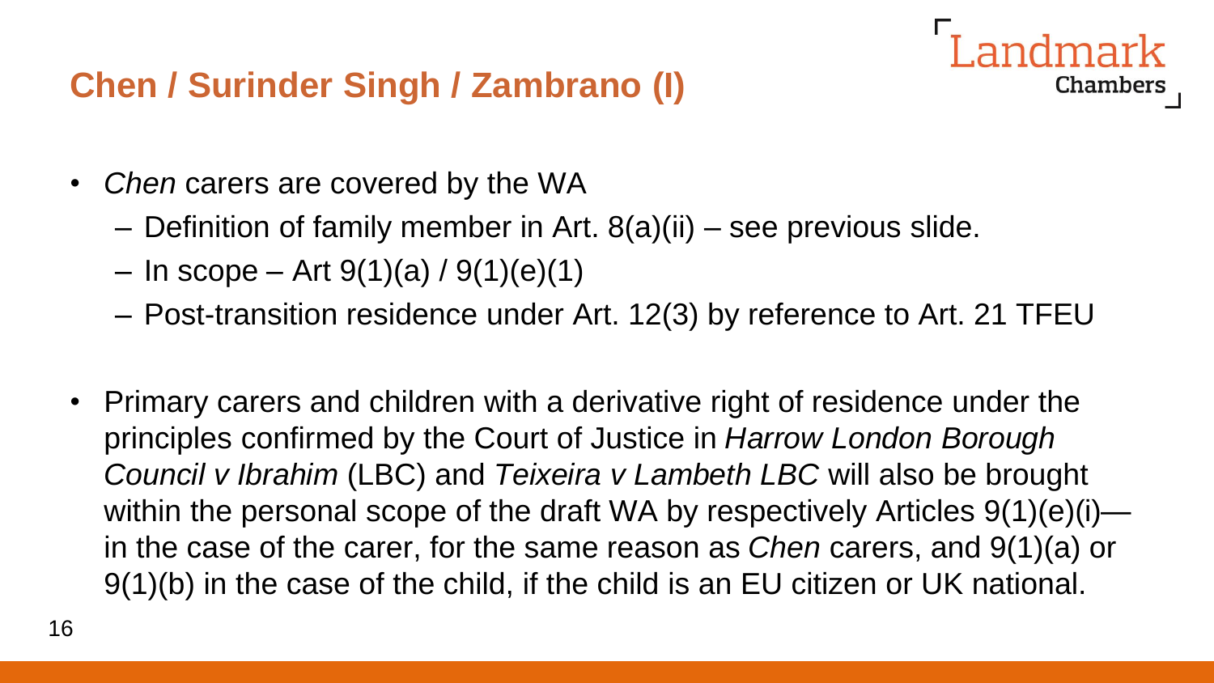## Chen / Surinder Singh / Zambrano (I)

- *Chen* carers are covered by the WA
  - Definition of family member in Art. 8(a)(ii) – see previous slide.
  - In scope – Art 9(1)(a) / 9(1)(e)(1)
  - Post-transition residence under Art. 12(3) by reference to Art. 21 TFEU

- Primary carers and children with a derivative right of residence under the principles confirmed by the Court of Justice in *Harrow London Borough Council v Ibrahim* (LBC) and *Teixeira v Lambeth LBC* will also be brought within the personal scope of the draft WA by respectively Articles 9(1)(e)(i)—in the case of the carer, for the same reason as *Chen* carers, and 9(1)(a) or 9(1)(b) in the case of the child, if the child is an EU citizen or UK national.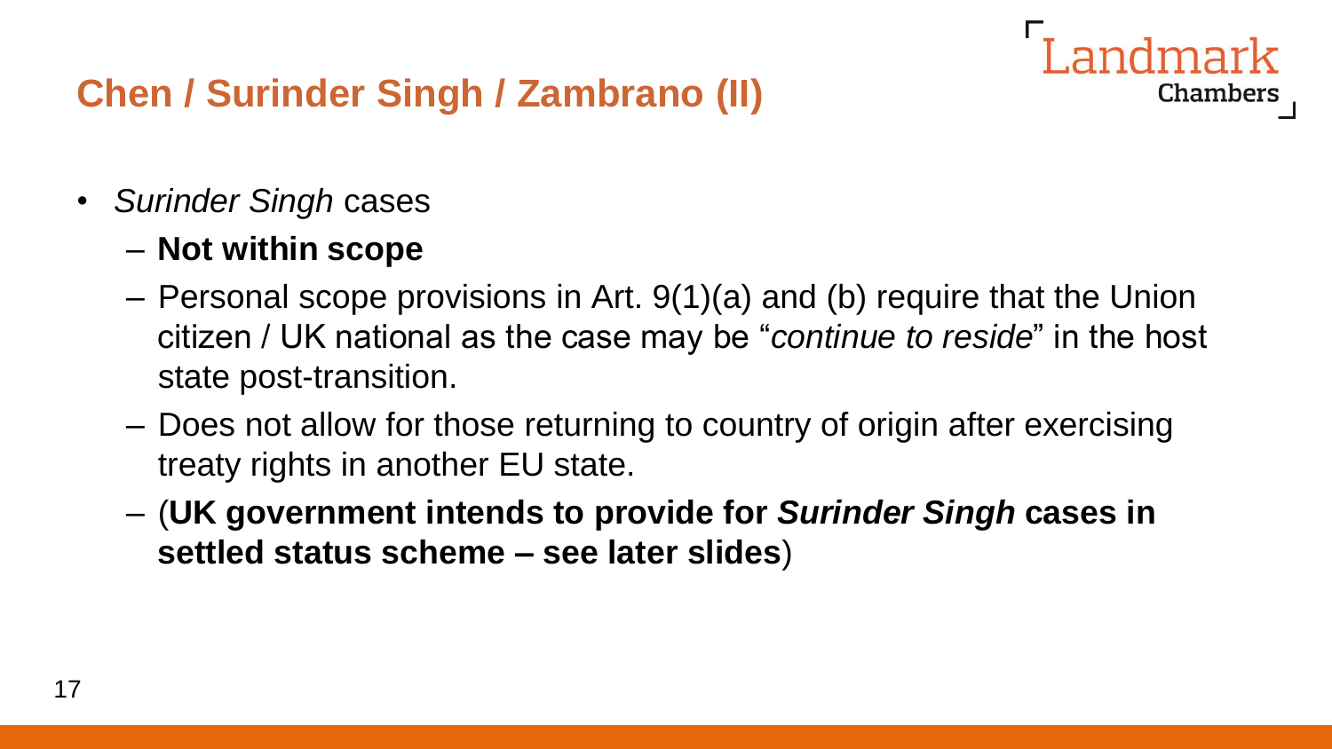## Chen / Surinder Singh / Zambrano (II)

- *Surinder Singh* cases
  - **Not within scope**
  - Personal scope provisions in Art. 9(1)(a) and (b) require that the Union citizen / UK national as the case may be "*continue to reside*" in the host state post-transition.
  - Does not allow for those returning to country of origin after exercising treaty rights in another EU state.
  - (**UK government intends to provide for *Surinder Singh* cases in settled status scheme – see later slides**)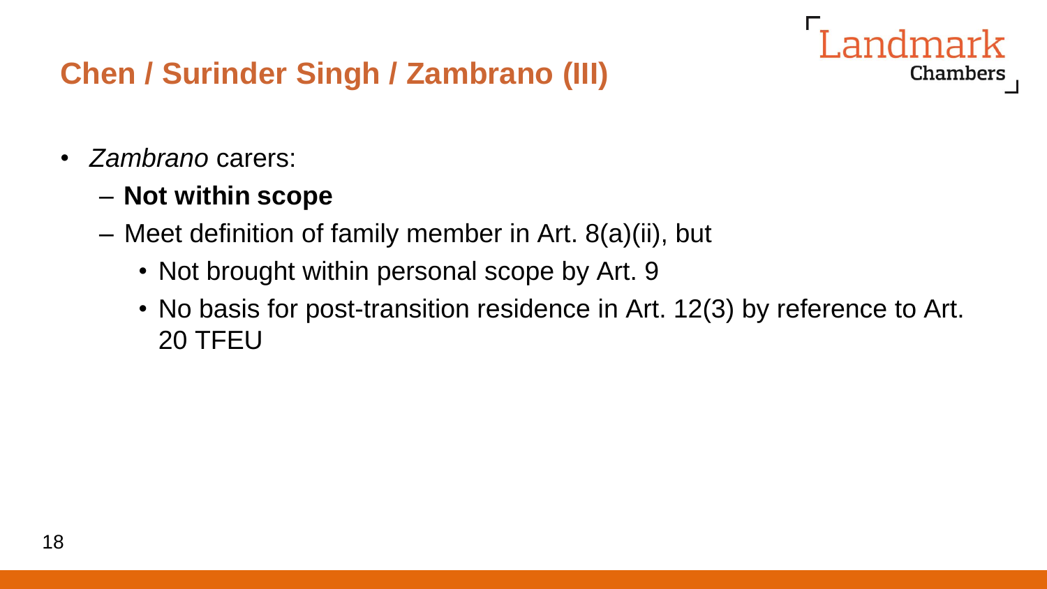## Chen / Surinder Singh / Zambrano (III)

- *Zambrano* carers:
  - **Not within scope**
  - Meet definition of family member in Art. 8(a)(ii), but
    - Not brought within personal scope by Art. 9
    - No basis for post-transition residence in Art. 12(3) by reference to Art. 20 TFEU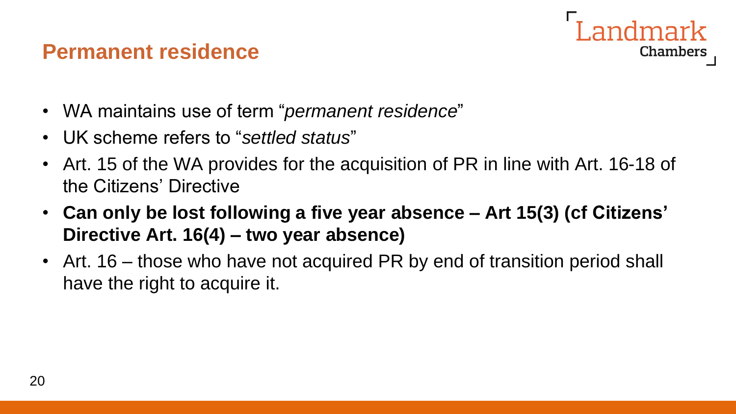## Permanent residence

- WA maintains use of term "*permanent residence*"
- UK scheme refers to "*settled status*"
- Art. 15 of the WA provides for the acquisition of PR in line with Art. 16-18 of the Citizens' Directive
- **Can only be lost following a five year absence – Art 15(3) (cf Citizens' Directive Art. 16(4) – two year absence)**
- Art. 16 – those who have not acquired PR by end of transition period shall have the right to acquire it.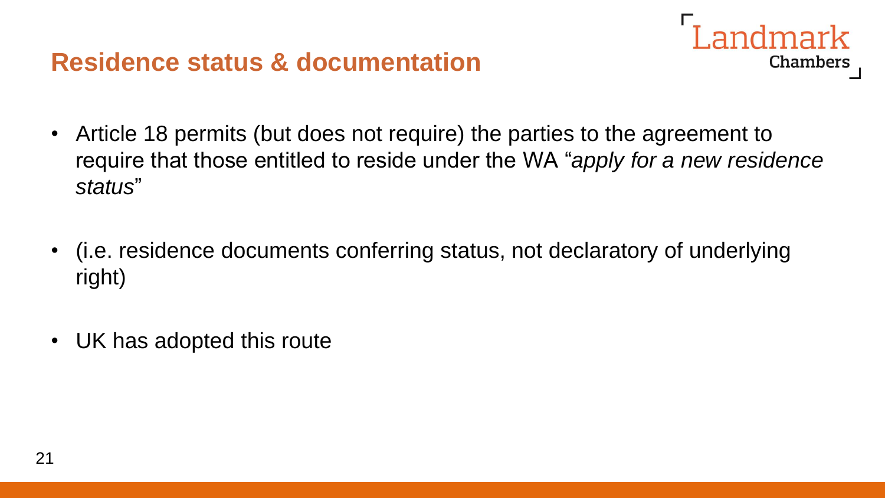## Residence status & documentation

- Article 18 permits (but does not require) the parties to the agreement to require that those entitled to reside under the WA "*apply for a new residence status*"
- (i.e. residence documents conferring status, not declaratory of underlying right)
- UK has adopted this route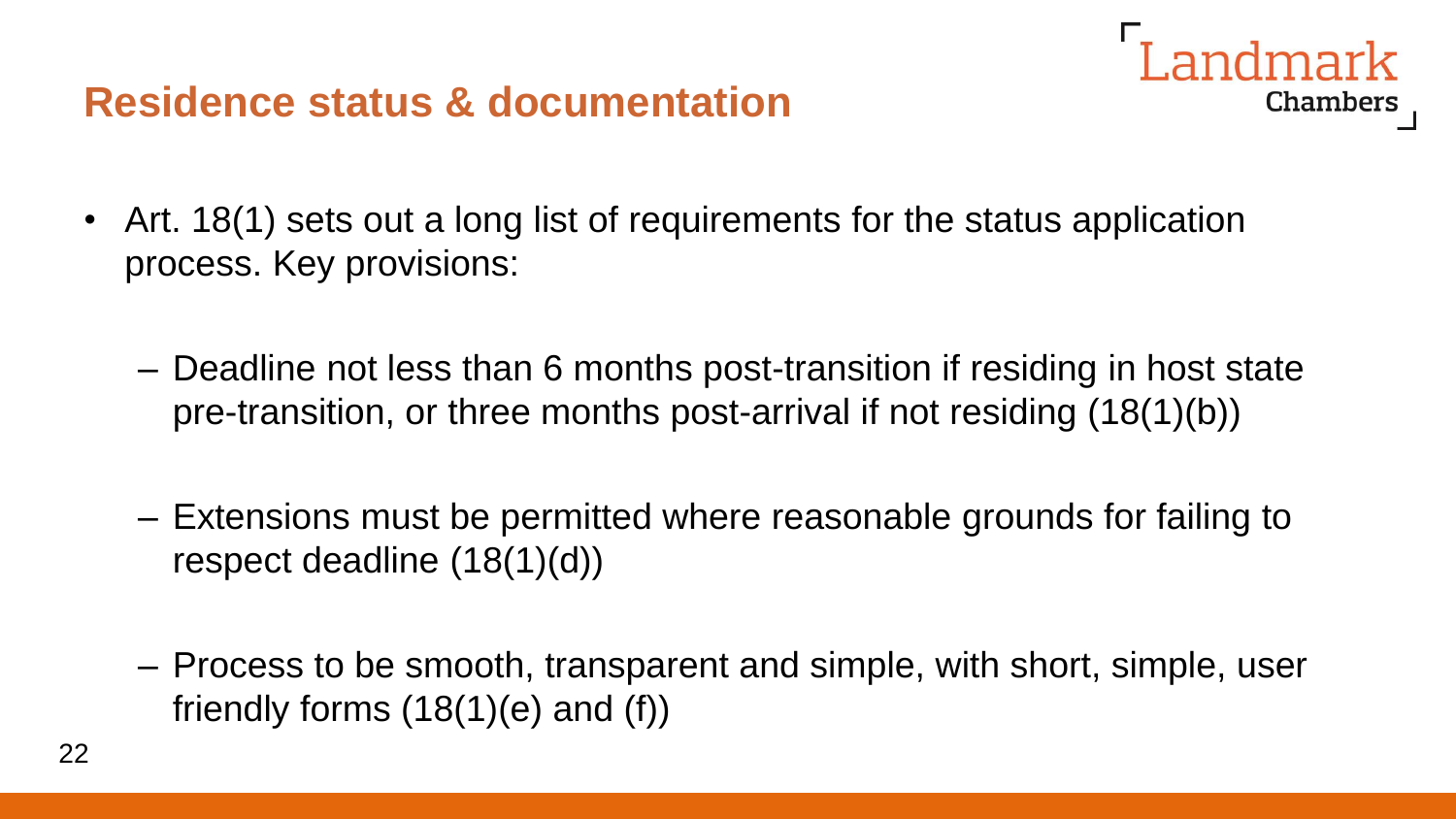## Residence status & documentation

- Art. 18(1) sets out a long list of requirements for the status application process. Key provisions:
  - Deadline not less than 6 months post-transition if residing in host state pre-transition, or three months post-arrival if not residing (18(1)(b))
  - Extensions must be permitted where reasonable grounds for failing to respect deadline (18(1)(d))
  - Process to be smooth, transparent and simple, with short, simple, user friendly forms (18(1)(e) and (f))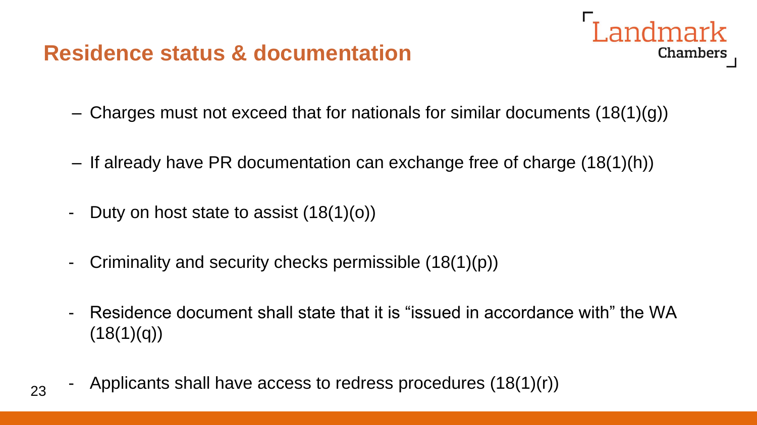## Residence status & documentation

- Charges must not exceed that for nationals for similar documents (18(1)(g))
- If already have PR documentation can exchange free of charge (18(1)(h))
- Duty on host state to assist (18(1)(o))
- Criminality and security checks permissible (18(1)(p))
- Residence document shall state that it is "issued in accordance with" the WA (18(1)(q))
- Applicants shall have access to redress procedures (18(1)(r))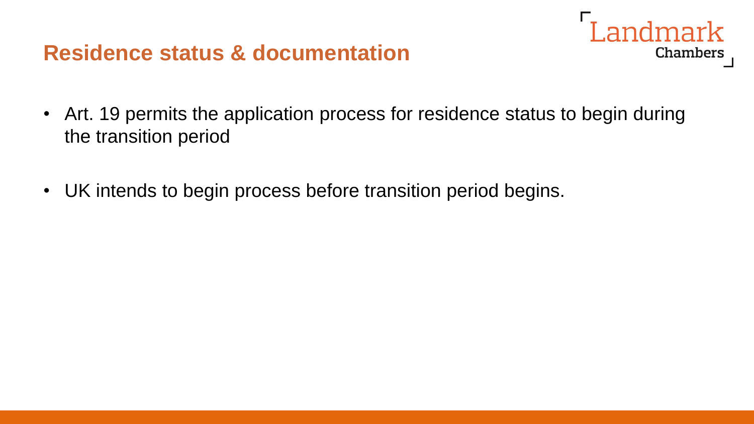## Residence status & documentation

- Art. 19 permits the application process for residence status to begin during the transition period

- UK intends to begin process before transition period begins.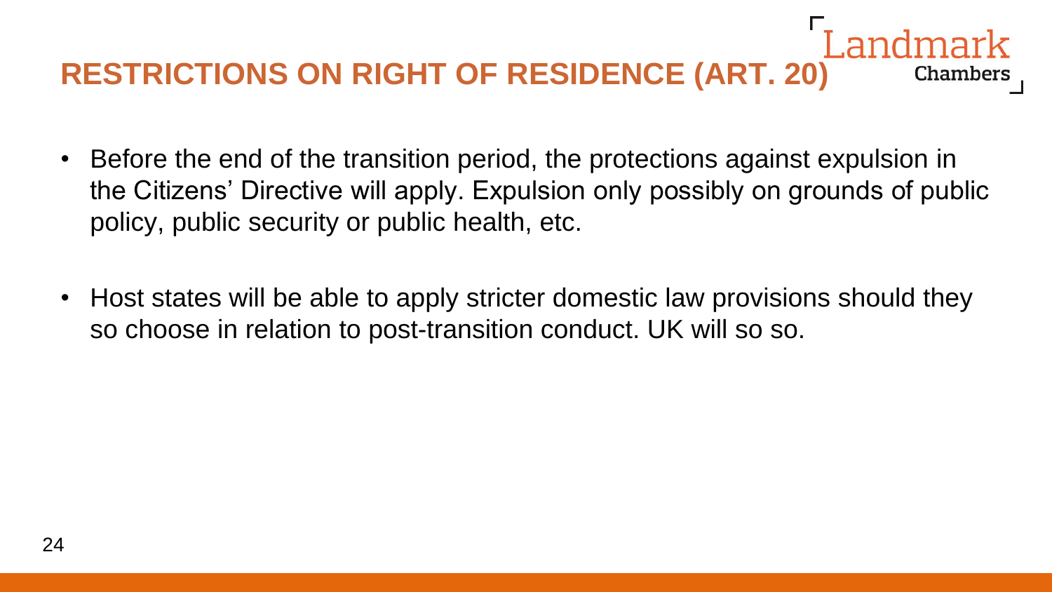# RESTRICTIONS ON RIGHT OF RESIDENCE (ART. 20)

- Before the end of the transition period, the protections against expulsion in the Citizens' Directive will apply. Expulsion only possibly on grounds of public policy, public security or public health, etc.

- Host states will be able to apply stricter domestic law provisions should they so choose in relation to post-transition conduct. UK will so so.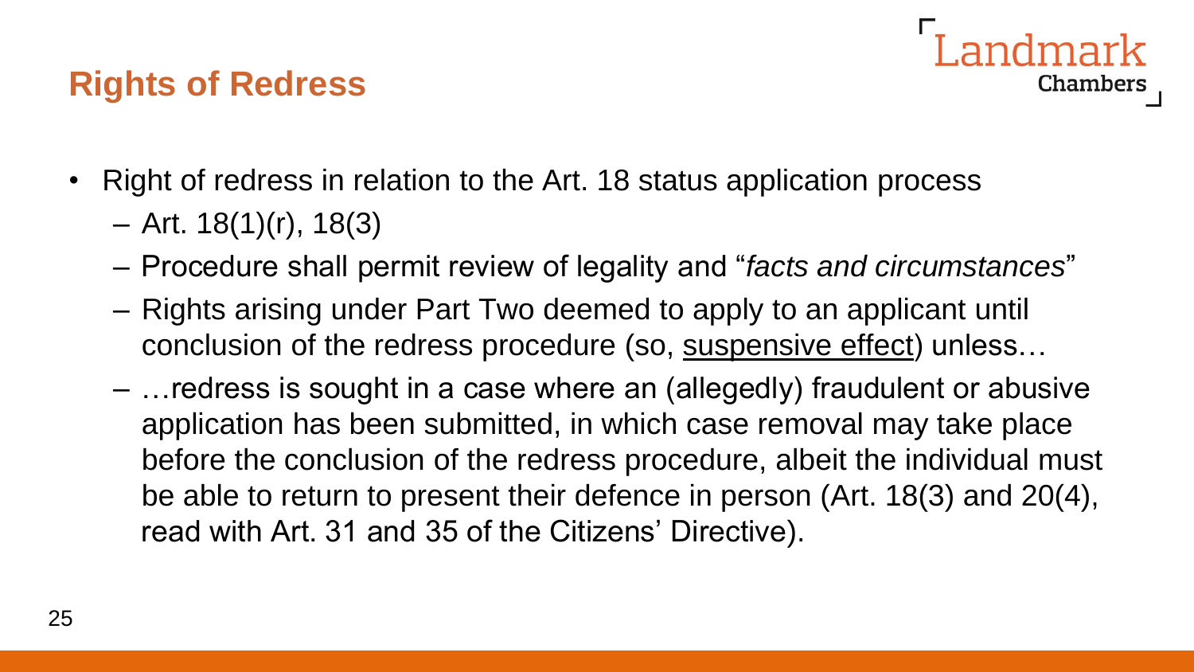## Rights of Redress

- Right of redress in relation to the Art. 18 status application process
  - Art. 18(1)(r), 18(3)
  - Procedure shall permit review of legality and "*facts and circumstances*"
  - Rights arising under Part Two deemed to apply to an applicant until conclusion of the redress procedure (so, <u>suspensive effect</u>) unless…
  - …redress is sought in a case where an (allegedly) fraudulent or abusive application has been submitted, in which case removal may take place before the conclusion of the redress procedure, albeit the individual must be able to return to present their defence in person (Art. 18(3) and 20(4), read with Art. 31 and 35 of the Citizens' Directive).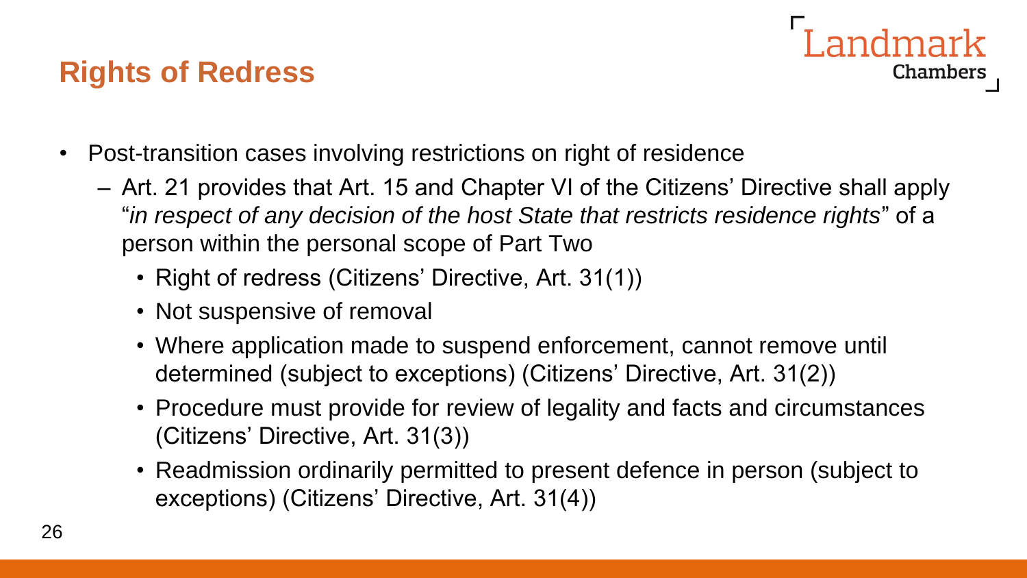## Rights of Redress

- Post-transition cases involving restrictions on right of residence
  - Art. 21 provides that Art. 15 and Chapter VI of the Citizens' Directive shall apply "*in respect of any decision of the host State that restricts residence rights*" of a person within the personal scope of Part Two
    - Right of redress (Citizens' Directive, Art. 31(1))
    - Not suspensive of removal
    - Where application made to suspend enforcement, cannot remove until determined (subject to exceptions) (Citizens' Directive, Art. 31(2))
    - Procedure must provide for review of legality and facts and circumstances (Citizens' Directive, Art. 31(3))
    - Readmission ordinarily permitted to present defence in person (subject to exceptions) (Citizens' Directive, Art. 31(4))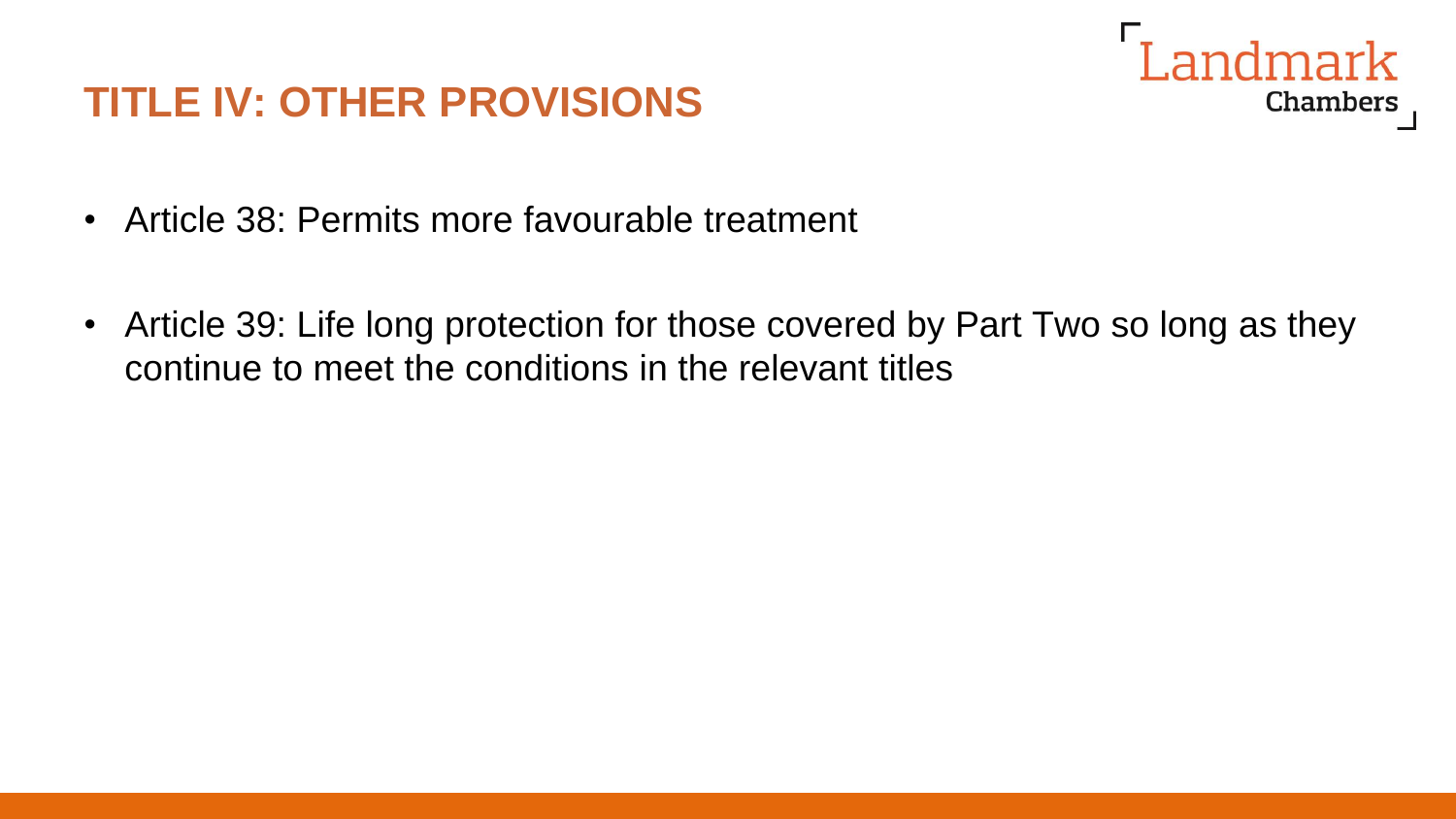# TITLE IV: OTHER PROVISIONS

- Article 38: Permits more favourable treatment

- Article 39: Life long protection for those covered by Part Two so long as they continue to meet the conditions in the relevant titles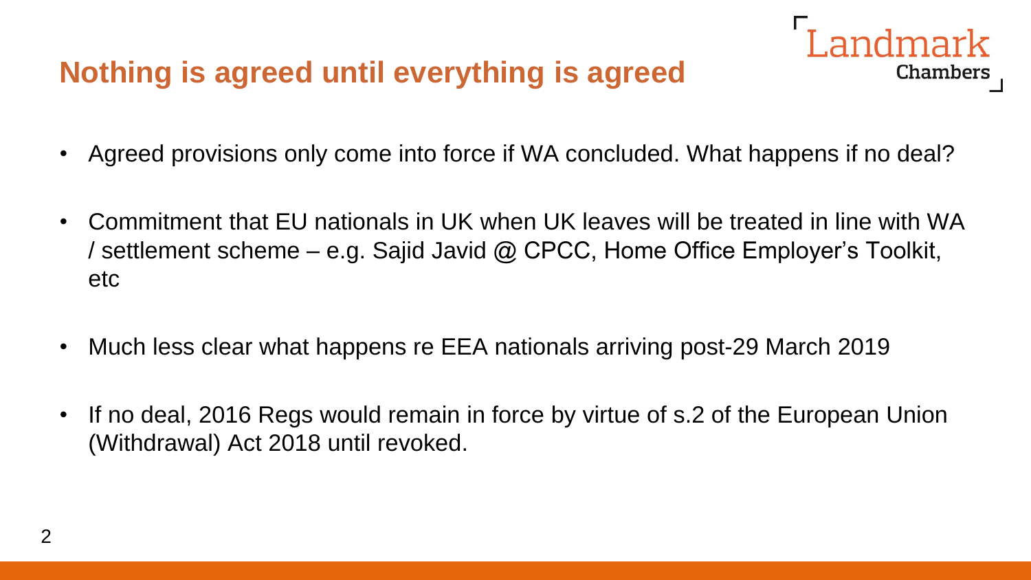## Nothing is agreed until everything is agreed

- Agreed provisions only come into force if WA concluded. What happens if no deal?
- Commitment that EU nationals in UK when UK leaves will be treated in line with WA / settlement scheme – e.g. Sajid Javid @ CPCC, Home Office Employer's Toolkit, etc
- Much less clear what happens re EEA nationals arriving post-29 March 2019
- If no deal, 2016 Regs would remain in force by virtue of s.2 of the European Union (Withdrawal) Act 2018 until revoked.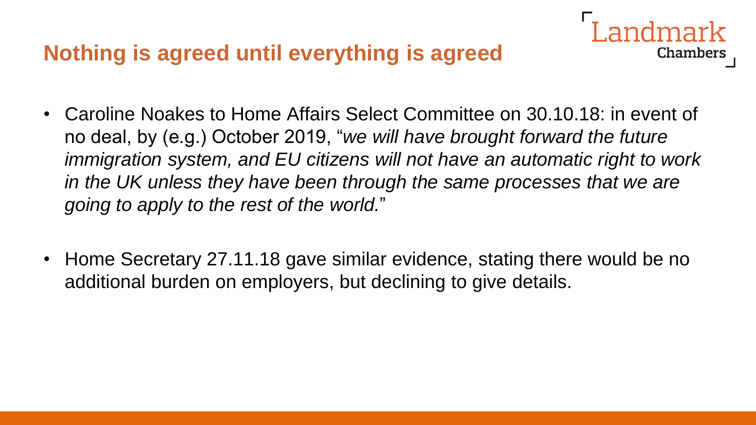## Nothing is agreed until everything is agreed

- Caroline Noakes to Home Affairs Select Committee on 30.10.18: in event of no deal, by (e.g.) October 2019, "*we will have brought forward the future immigration system, and EU citizens will not have an automatic right to work in the UK unless they have been through the same processes that we are going to apply to the rest of the world.*"

- Home Secretary 27.11.18 gave similar evidence, stating there would be no additional burden on employers, but declining to give details.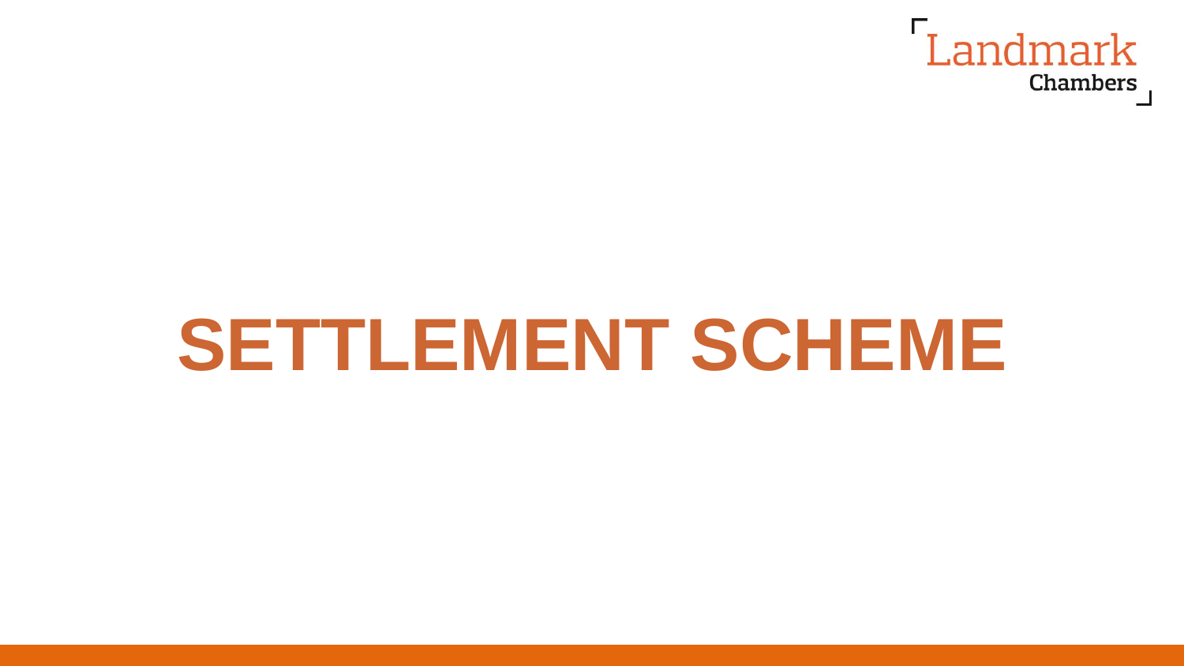# SETTLEMENT SCHEME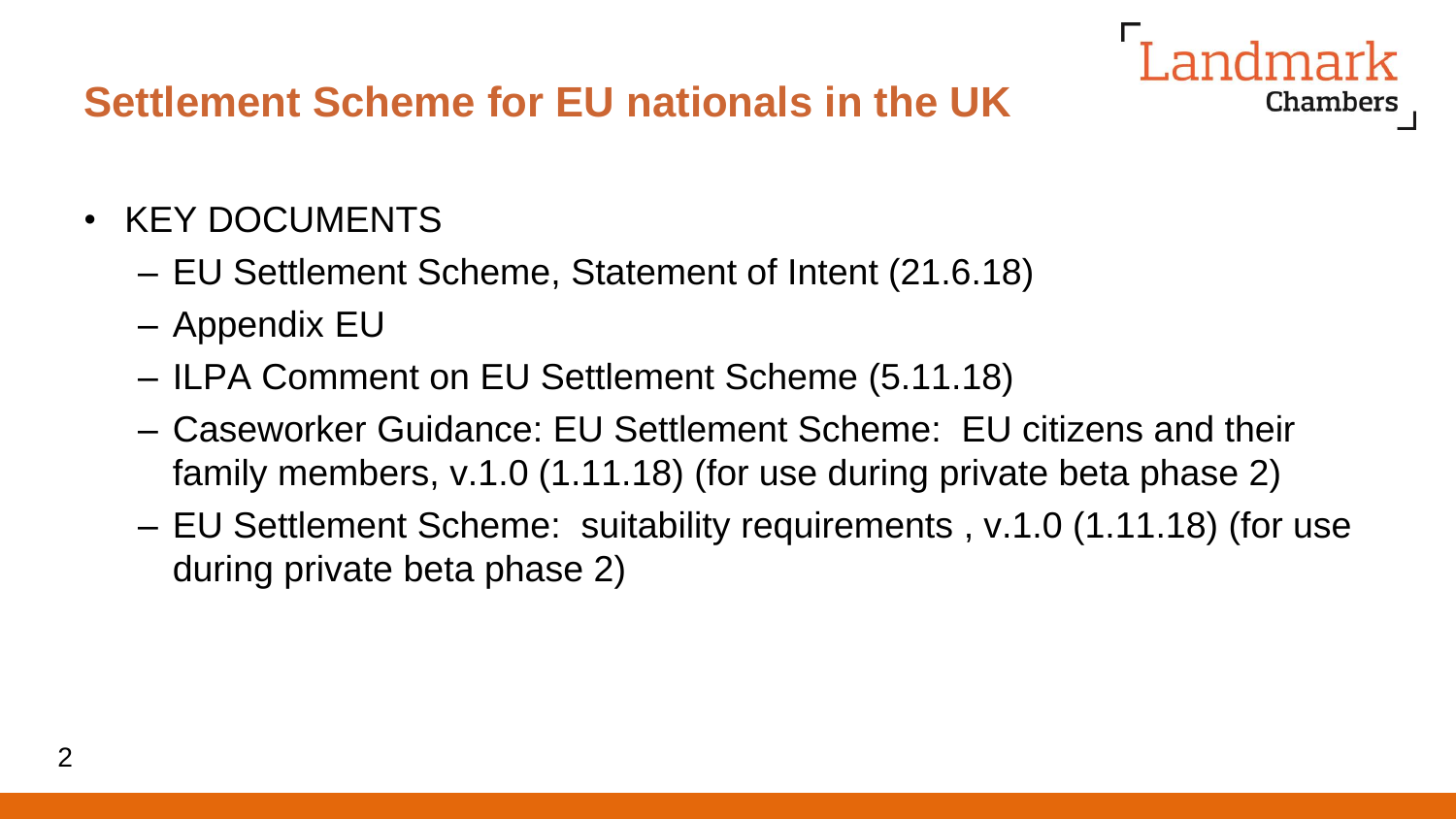# Settlement Scheme for EU nationals in the UK

- KEY DOCUMENTS
  - EU Settlement Scheme, Statement of Intent (21.6.18)
  - Appendix EU
  - ILPA Comment on EU Settlement Scheme (5.11.18)
  - Caseworker Guidance: EU Settlement Scheme: EU citizens and their family members, v.1.0 (1.11.18) (for use during private beta phase 2)
  - EU Settlement Scheme: suitability requirements , v.1.0 (1.11.18) (for use during private beta phase 2)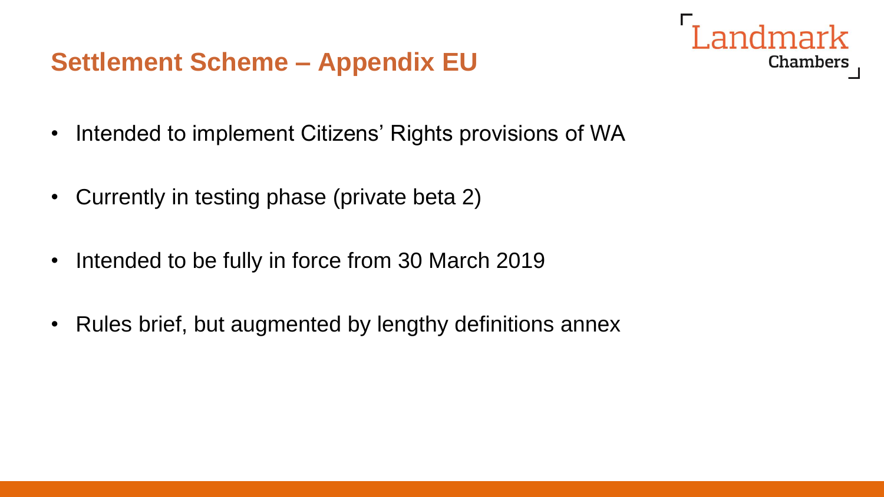## Settlement Scheme – Appendix EU

- Intended to implement Citizens' Rights provisions of WA
- Currently in testing phase (private beta 2)
- Intended to be fully in force from 30 March 2019
- Rules brief, but augmented by lengthy definitions annex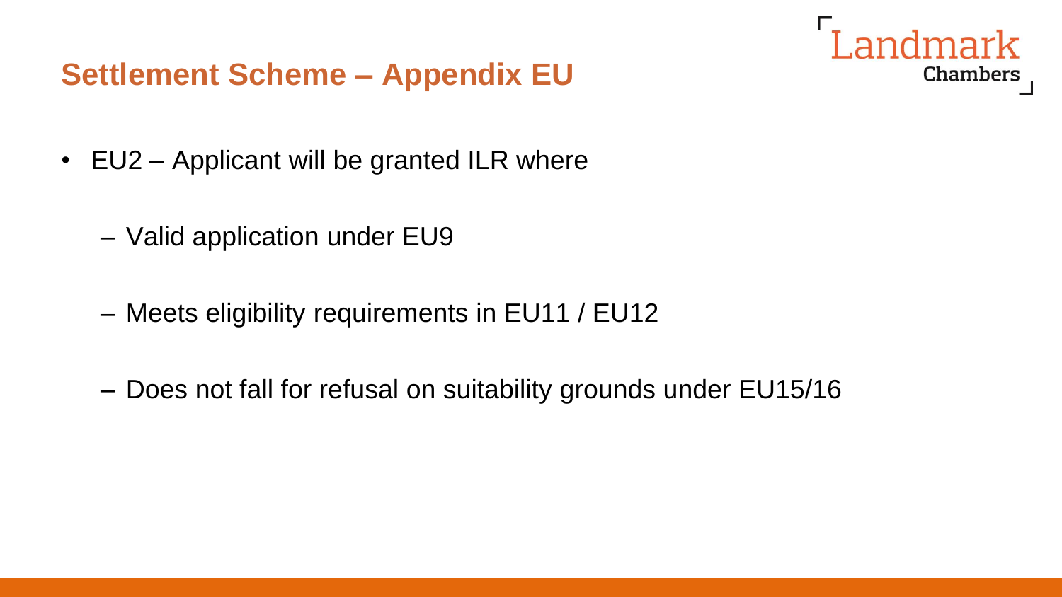## Settlement Scheme – Appendix EU

- EU2 – Applicant will be granted ILR where
  - Valid application under EU9
  - Meets eligibility requirements in EU11 / EU12
  - Does not fall for refusal on suitability grounds under EU15/16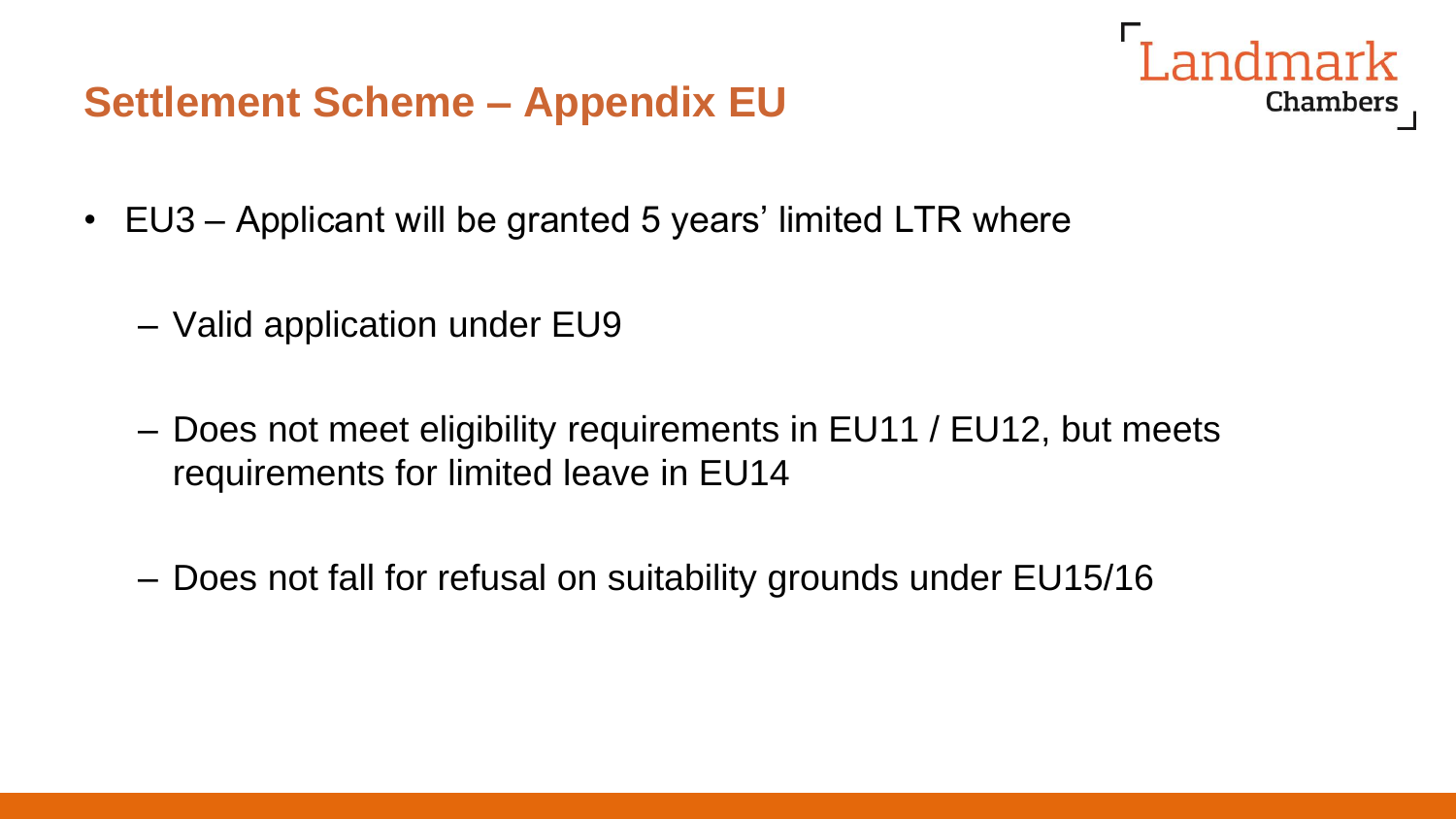## Settlement Scheme – Appendix EU

- EU3 – Applicant will be granted 5 years' limited LTR where
  - Valid application under EU9
  - Does not meet eligibility requirements in EU11 / EU12, but meets requirements for limited leave in EU14
  - Does not fall for refusal on suitability grounds under EU15/16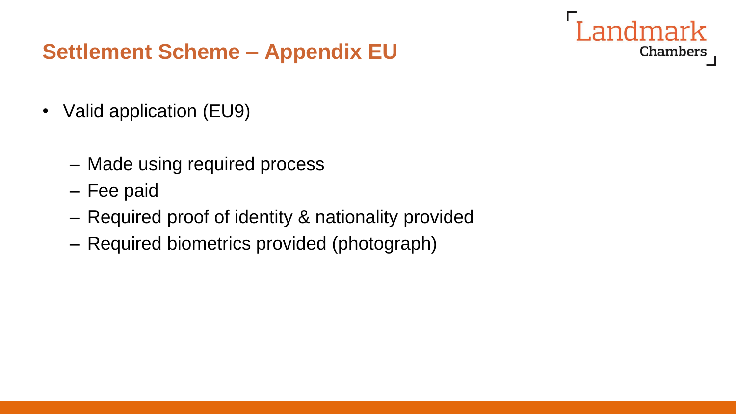## Settlement Scheme – Appendix EU

- Valid application (EU9)
  - Made using required process
  - Fee paid
  - Required proof of identity & nationality provided
  - Required biometrics provided (photograph)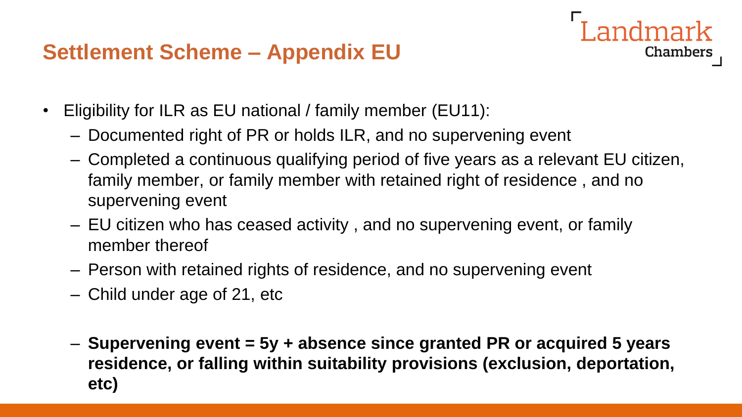## Settlement Scheme – Appendix EU

- Eligibility for ILR as EU national / family member (EU11):
  - Documented right of PR or holds ILR, and no supervening event
  - Completed a continuous qualifying period of five years as a relevant EU citizen, family member, or family member with retained right of residence , and no supervening event
  - EU citizen who has ceased activity , and no supervening event, or family member thereof
  - Person with retained rights of residence, and no supervening event
  - Child under age of 21, etc
  - **Supervening event = 5y + absence since granted PR or acquired 5 years residence, or falling within suitability provisions (exclusion, deportation, etc)**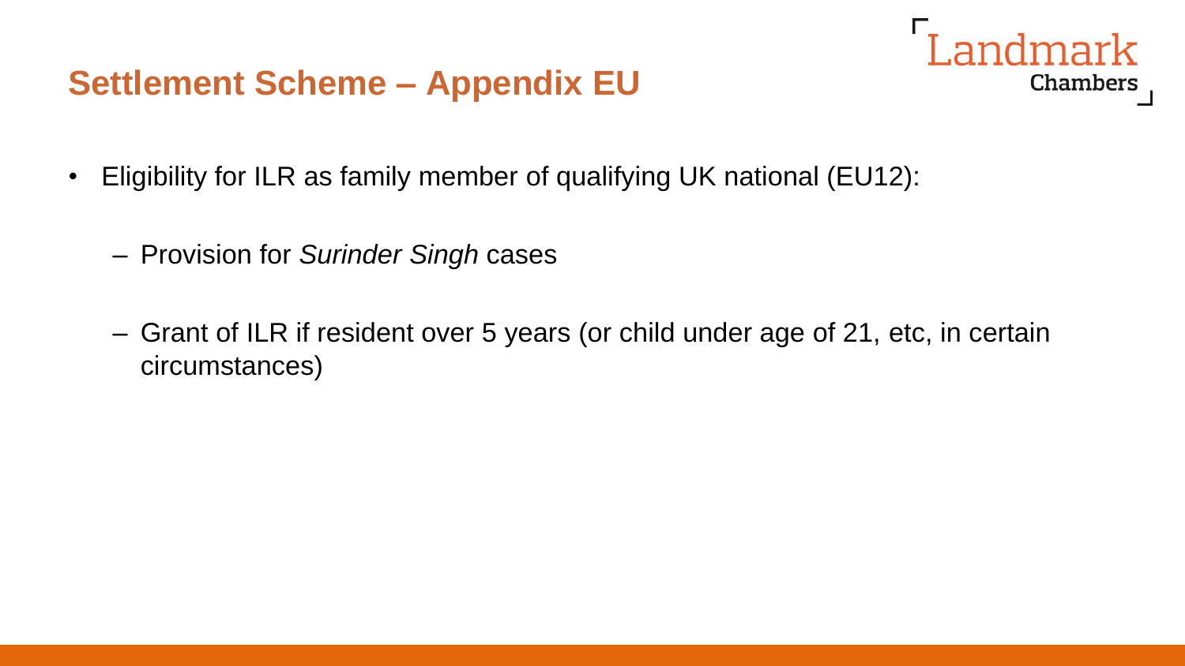## Settlement Scheme – Appendix EU

- Eligibility for ILR as family member of qualifying UK national (EU12):
  - Provision for *Surinder Singh* cases
  - Grant of ILR if resident over 5 years (or child under age of 21, etc, in certain circumstances)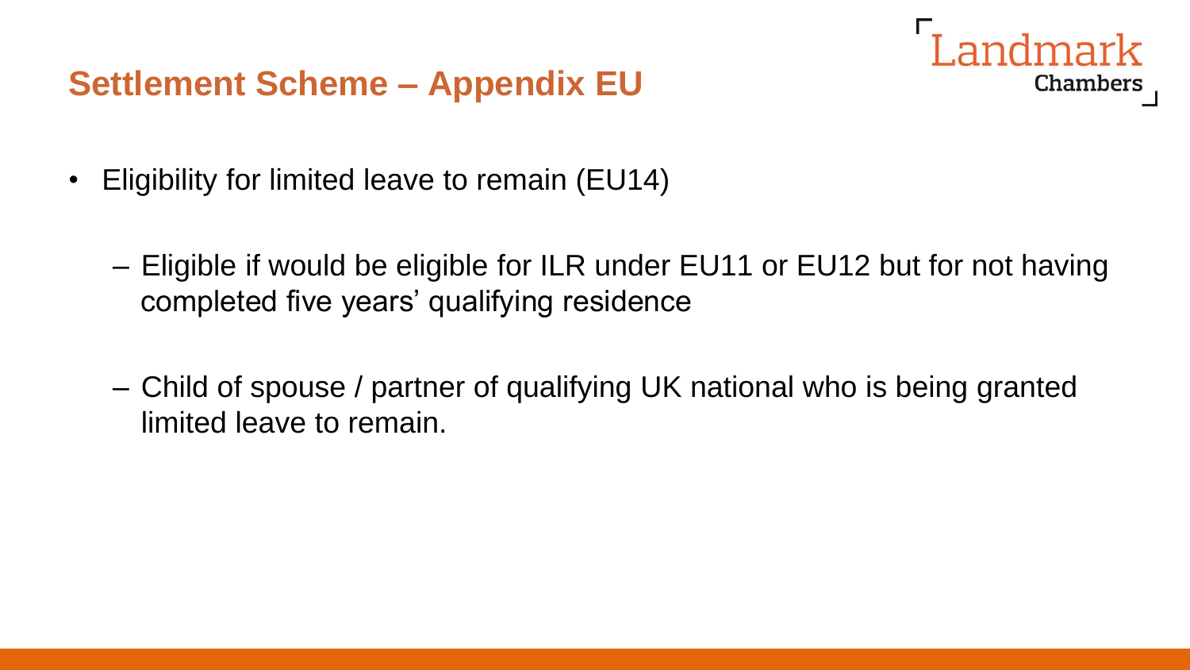## Settlement Scheme – Appendix EU

- Eligibility for limited leave to remain (EU14)

  – Eligible if would be eligible for ILR under EU11 or EU12 but for not having completed five years' qualifying residence

  – Child of spouse / partner of qualifying UK national who is being granted limited leave to remain.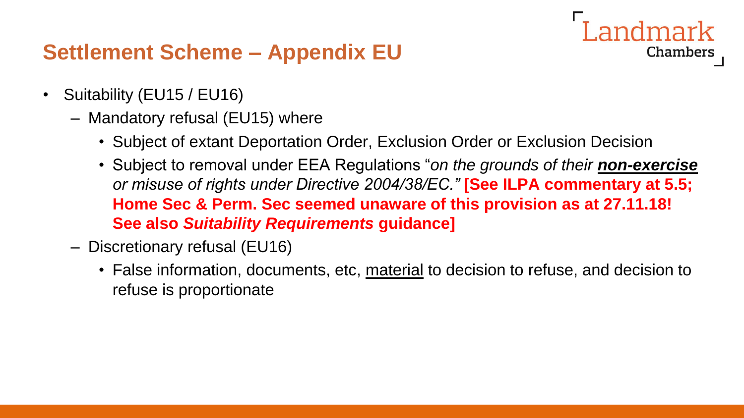## Settlement Scheme – Appendix EU

- Suitability (EU15 / EU16)
  - Mandatory refusal (EU15) where
    - Subject of extant Deportation Order, Exclusion Order or Exclusion Decision
    - Subject to removal under EEA Regulations "*on the grounds of their **non-exercise** or misuse of rights under Directive 2004/38/EC.*" **[See ILPA commentary at 5.5; Home Sec & Perm. Sec seemed unaware of this provision as at 27.11.18! See also *Suitability Requirements* guidance]**
  - Discretionary refusal (EU16)
    - False information, documents, etc, material to decision to refuse, and decision to refuse is proportionate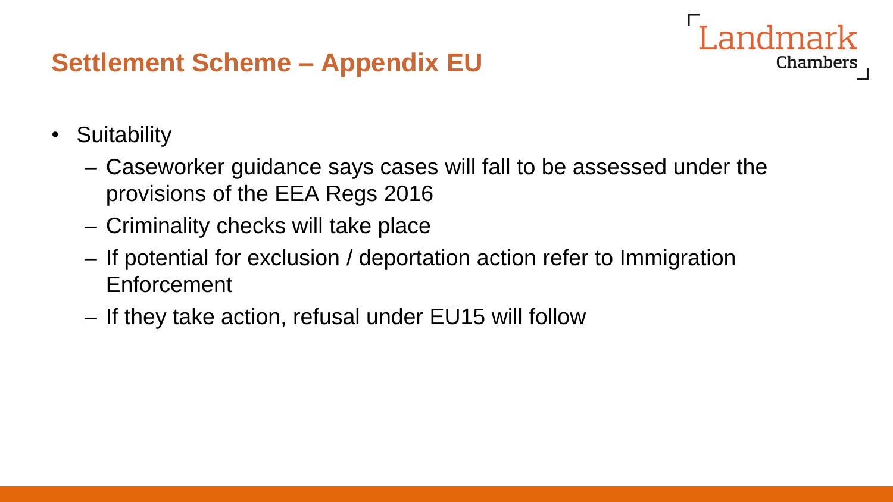## Settlement Scheme – Appendix EU

- Suitability
  - Caseworker guidance says cases will fall to be assessed under the provisions of the EEA Regs 2016
  - Criminality checks will take place
  - If potential for exclusion / deportation action refer to Immigration Enforcement
  - If they take action, refusal under EU15 will follow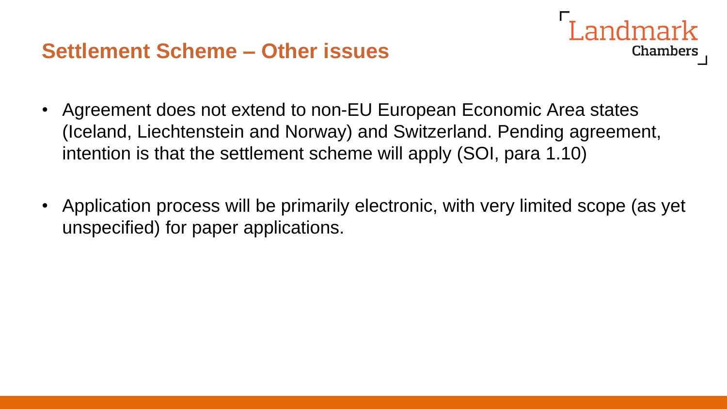## Settlement Scheme – Other issues

- Agreement does not extend to non-EU European Economic Area states (Iceland, Liechtenstein and Norway) and Switzerland. Pending agreement, intention is that the settlement scheme will apply (SOI, para 1.10)

- Application process will be primarily electronic, with very limited scope (as yet unspecified) for paper applications.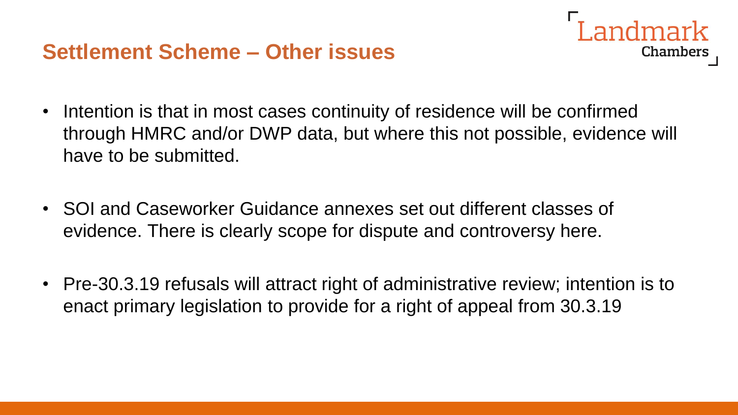## Settlement Scheme – Other issues

- Intention is that in most cases continuity of residence will be confirmed through HMRC and/or DWP data, but where this not possible, evidence will have to be submitted.
- SOI and Caseworker Guidance annexes set out different classes of evidence. There is clearly scope for dispute and controversy here.
- Pre-30.3.19 refusals will attract right of administrative review; intention is to enact primary legislation to provide for a right of appeal from 30.3.19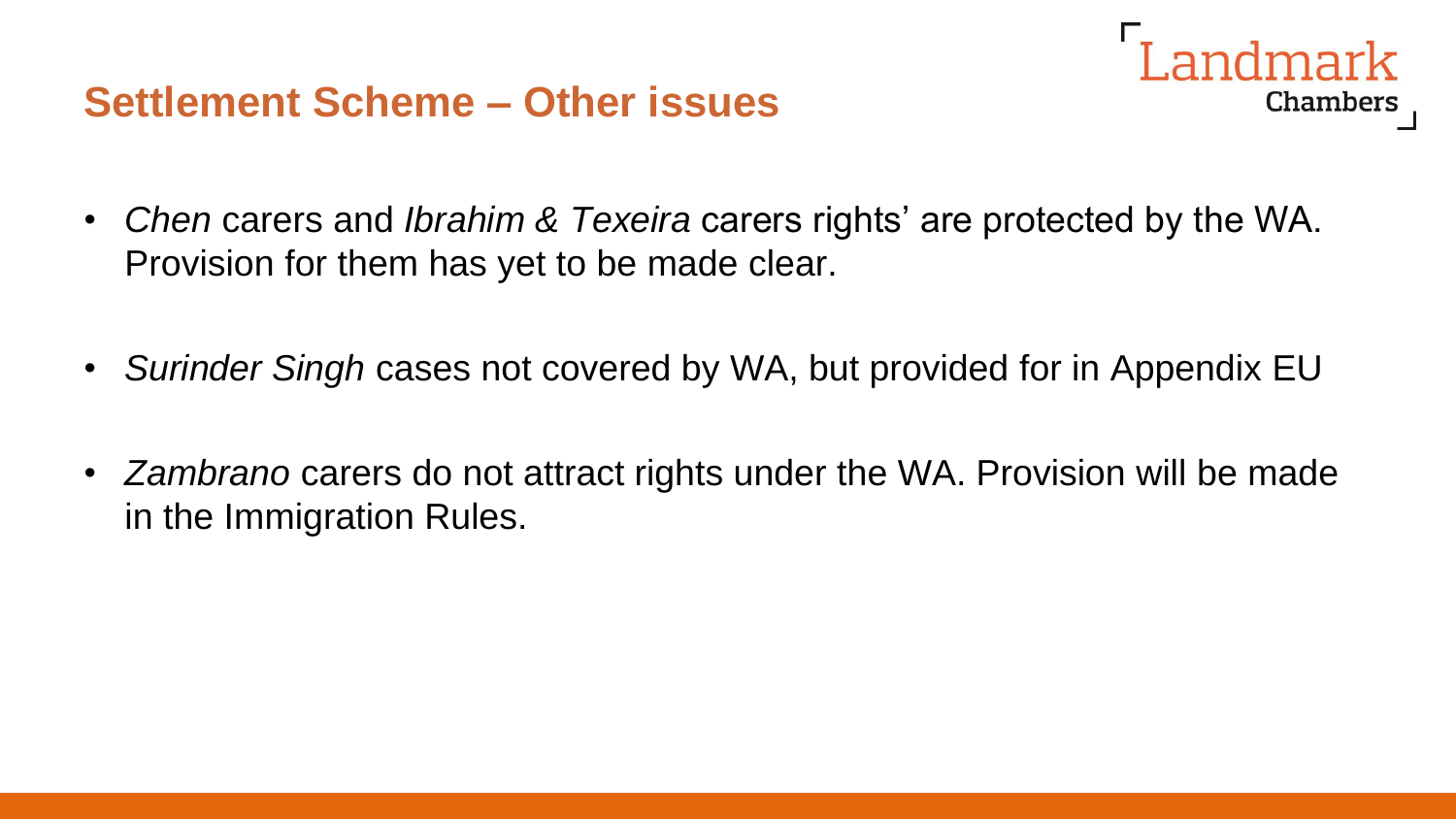## Settlement Scheme – Other issues

- *Chen* carers and *Ibrahim & Texeira* carers rights' are protected by the WA. Provision for them has yet to be made clear.

- *Surinder Singh* cases not covered by WA, but provided for in Appendix EU

- *Zambrano* carers do not attract rights under the WA. Provision will be made in the Immigration Rules.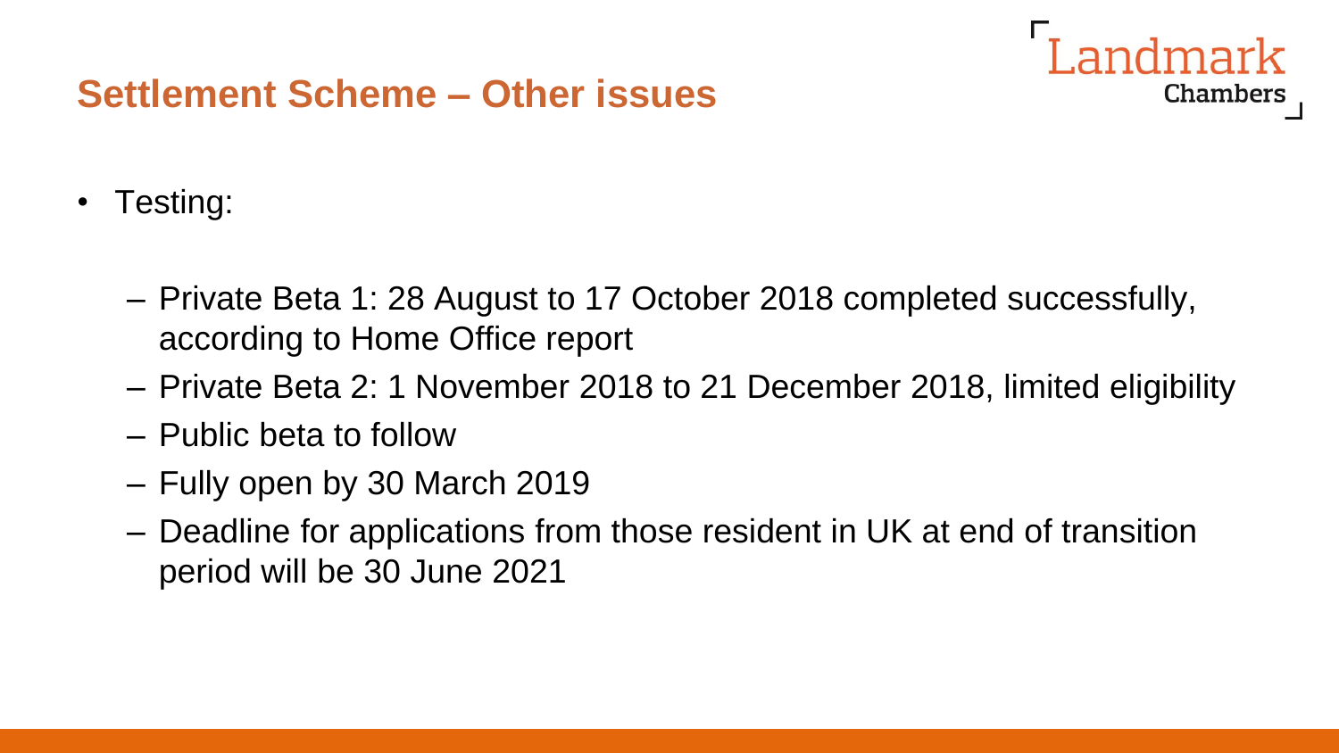## Settlement Scheme – Other issues

- Testing:
  - Private Beta 1: 28 August to 17 October 2018 completed successfully, according to Home Office report
  - Private Beta 2: 1 November 2018 to 21 December 2018, limited eligibility
  - Public beta to follow
  - Fully open by 30 March 2019
  - Deadline for applications from those resident in UK at end of transition period will be 30 June 2021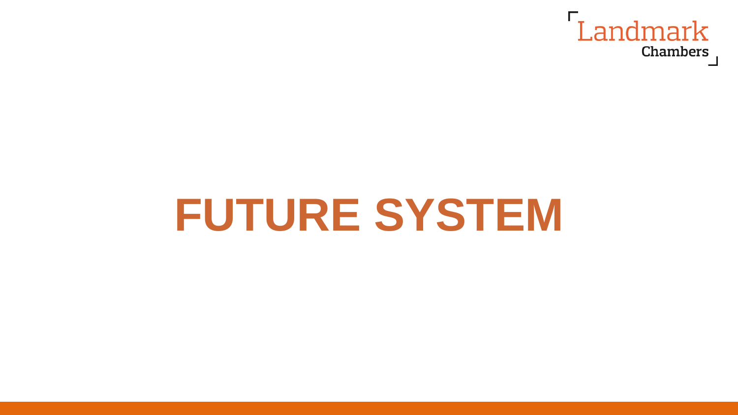# FUTURE SYSTEM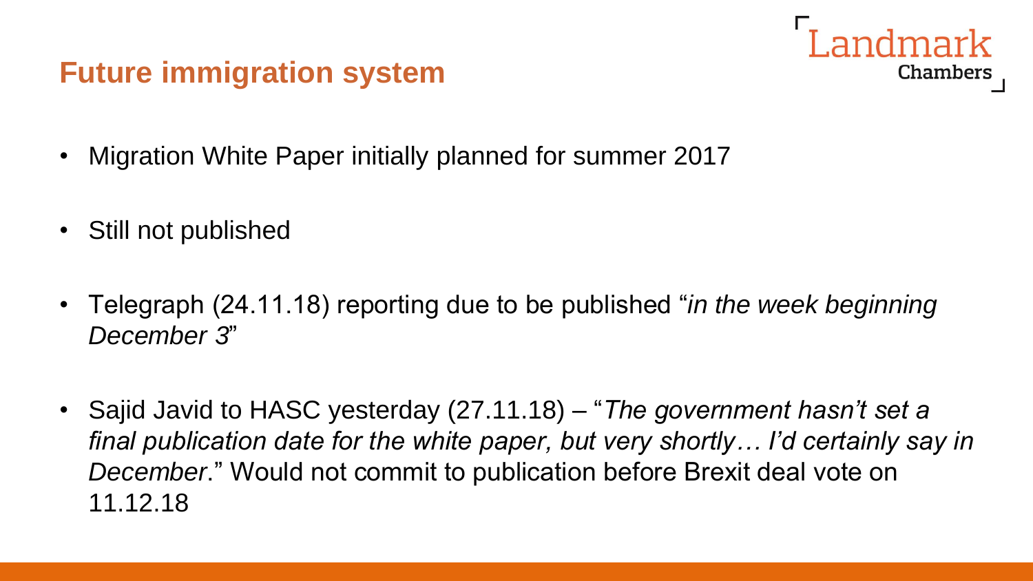## Future immigration system

- Migration White Paper initially planned for summer 2017
- Still not published
- Telegraph (24.11.18) reporting due to be published "*in the week beginning December 3*"
- Sajid Javid to HASC yesterday (27.11.18) – "*The government hasn't set a final publication date for the white paper, but very shortly… I'd certainly say in December*." Would not commit to publication before Brexit deal vote on 11.12.18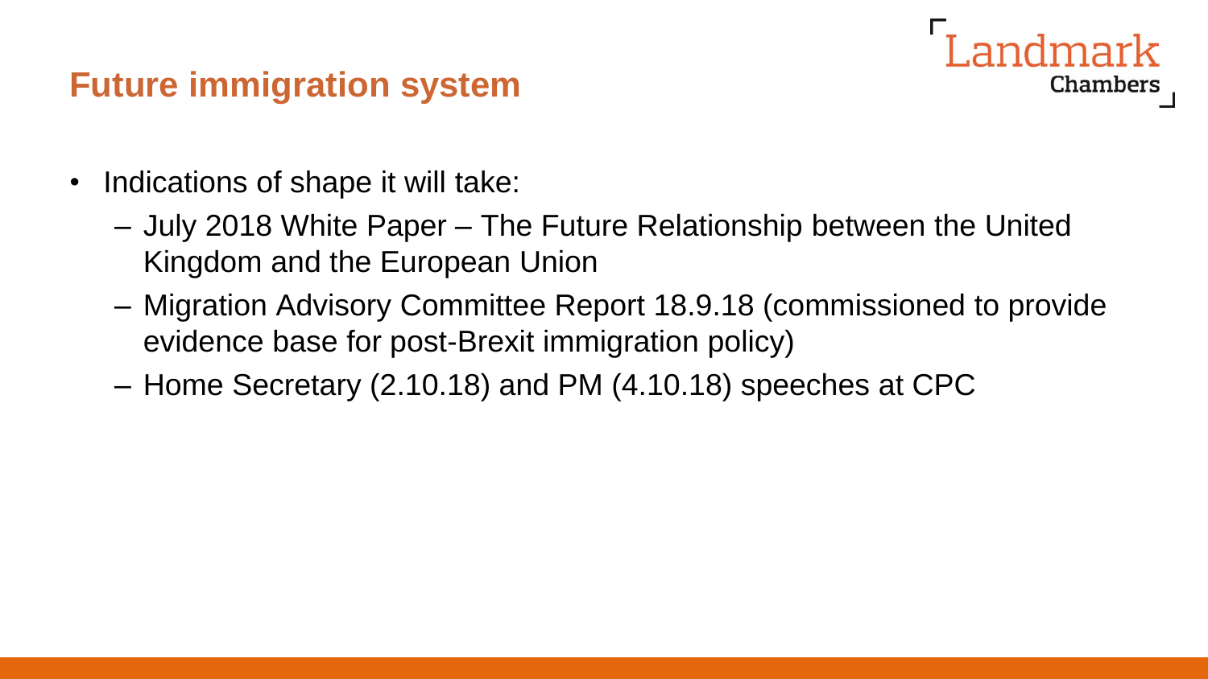## Future immigration system

- Indications of shape it will take:
  - July 2018 White Paper – The Future Relationship between the United Kingdom and the European Union
  - Migration Advisory Committee Report 18.9.18 (commissioned to provide evidence base for post-Brexit immigration policy)
  - Home Secretary (2.10.18) and PM (4.10.18) speeches at CPC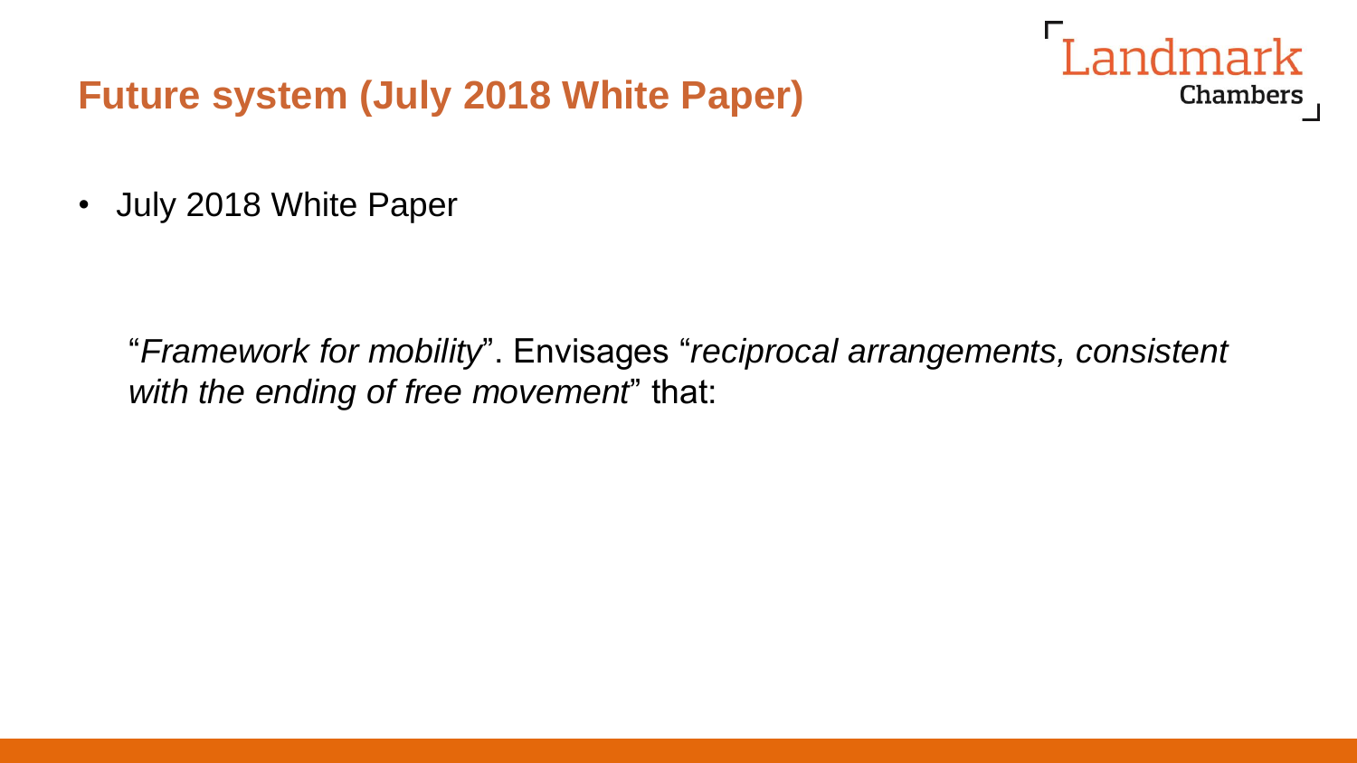# Future system (July 2018 White Paper)

- July 2018 White Paper

"*Framework for mobility*". Envisages "*reciprocal arrangements, consistent with the ending of free movement*" that: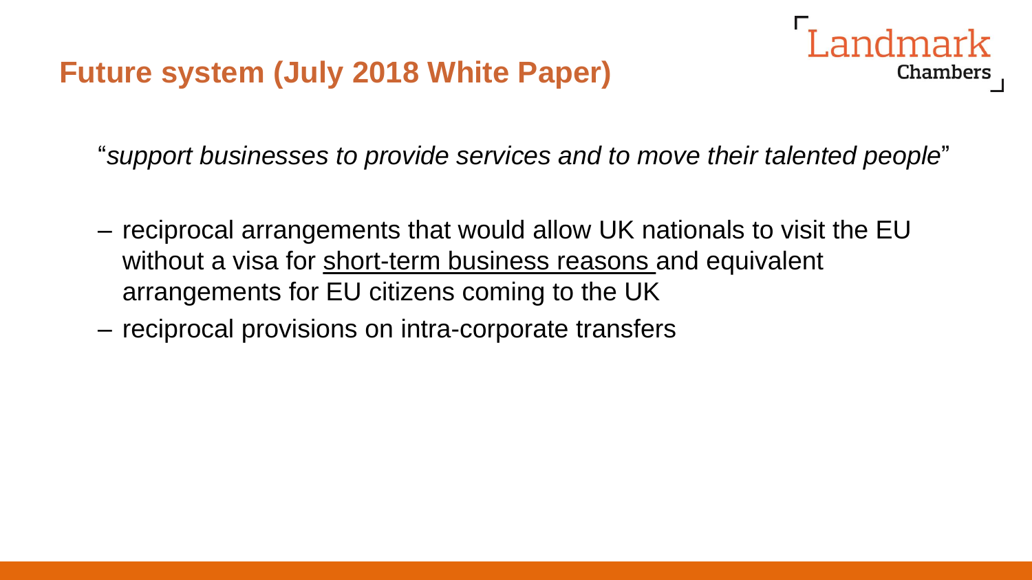## Future system (July 2018 White Paper)

"*support businesses to provide services and to move their talented people*"

- reciprocal arrangements that would allow UK nationals to visit the EU without a visa for <u>short-term business reasons</u> and equivalent arrangements for EU citizens coming to the UK
- reciprocal provisions on intra-corporate transfers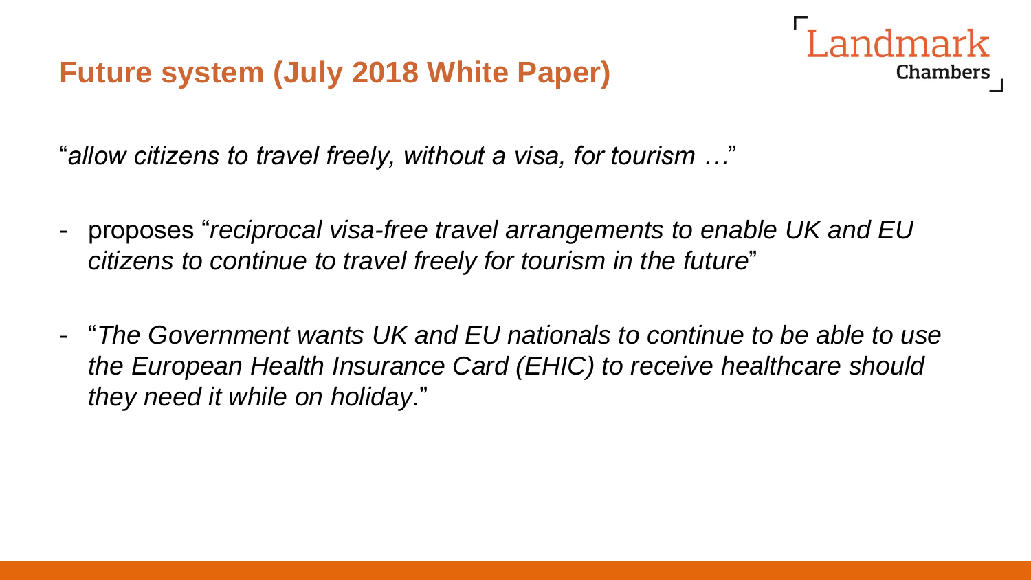## Future system (July 2018 White Paper)

"*allow citizens to travel freely, without a visa, for tourism …*"

- proposes "*reciprocal visa-free travel arrangements to enable UK and EU citizens to continue to travel freely for tourism in the future*"
- "*The Government wants UK and EU nationals to continue to be able to use the European Health Insurance Card (EHIC) to receive healthcare should they need it while on holiday*."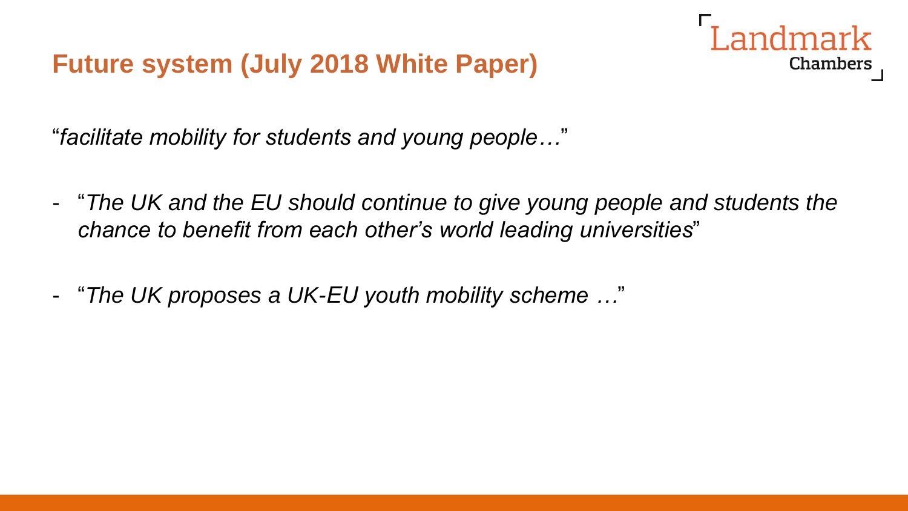## Future system (July 2018 White Paper)

"*facilitate mobility for students and young people…*"

- "*The UK and the EU should continue to give young people and students the chance to benefit from each other's world leading universities*"
- "*The UK proposes a UK-EU youth mobility scheme …*"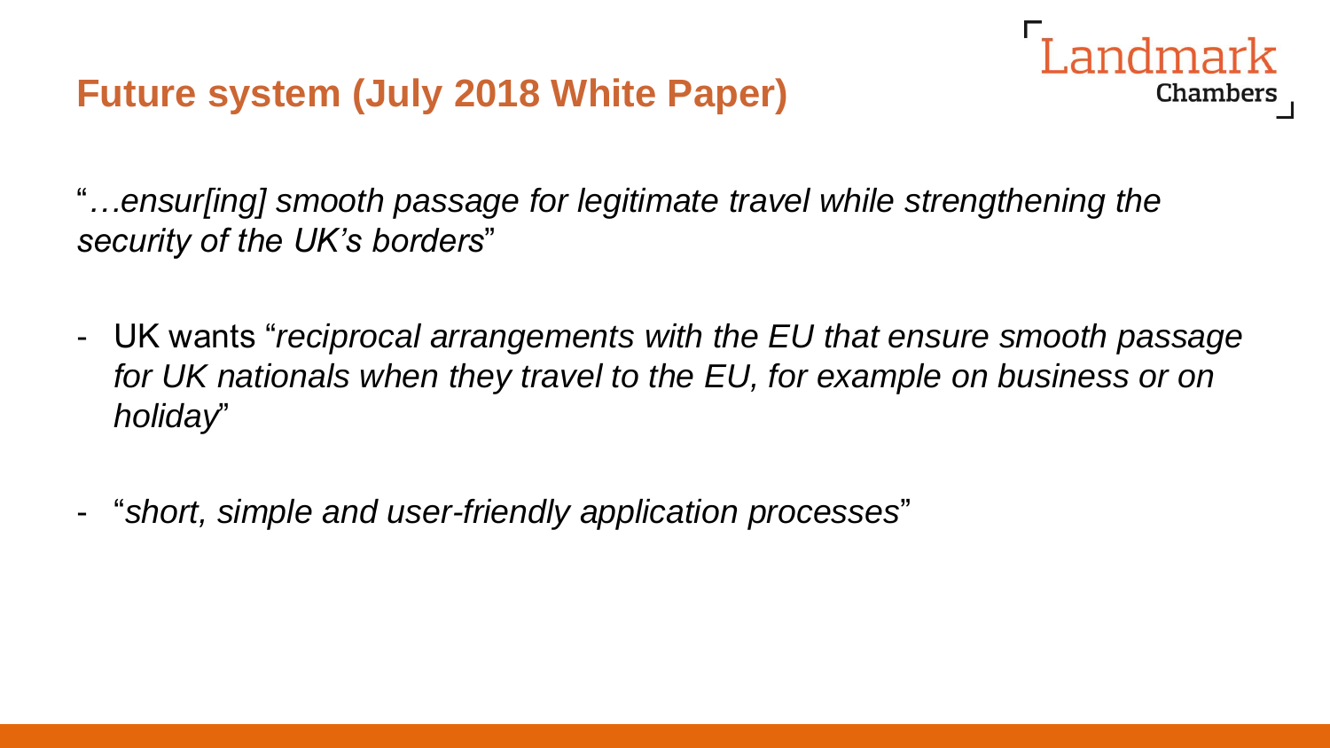## Future system (July 2018 White Paper)

"*…ensur[ing] smooth passage for legitimate travel while strengthening the security of the UK's borders*"

- UK wants "*reciprocal arrangements with the EU that ensure smooth passage for UK nationals when they travel to the EU, for example on business or on holiday*"
- "*short, simple and user-friendly application processes*"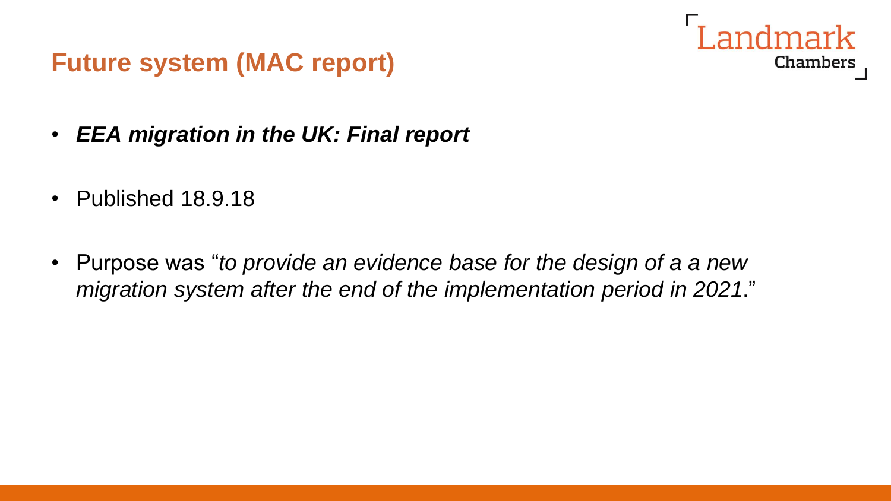## Future system (MAC report)

- ***EEA migration in the UK: Final report***
- Published 18.9.18
- Purpose was "*to provide an evidence base for the design of a a new migration system after the end of the implementation period in 2021*."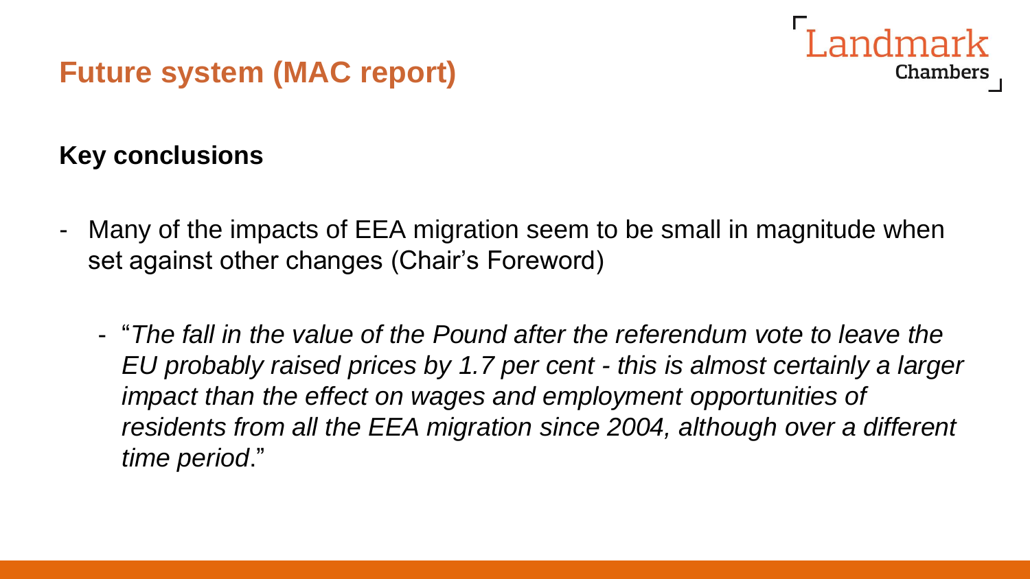# Future system (MAC report)

**Key conclusions**

- Many of the impacts of EEA migration seem to be small in magnitude when set against other changes (Chair's Foreword)

  - "*The fall in the value of the Pound after the referendum vote to leave the EU probably raised prices by 1.7 per cent - this is almost certainly a larger impact than the effect on wages and employment opportunities of residents from all the EEA migration since 2004, although over a different time period*."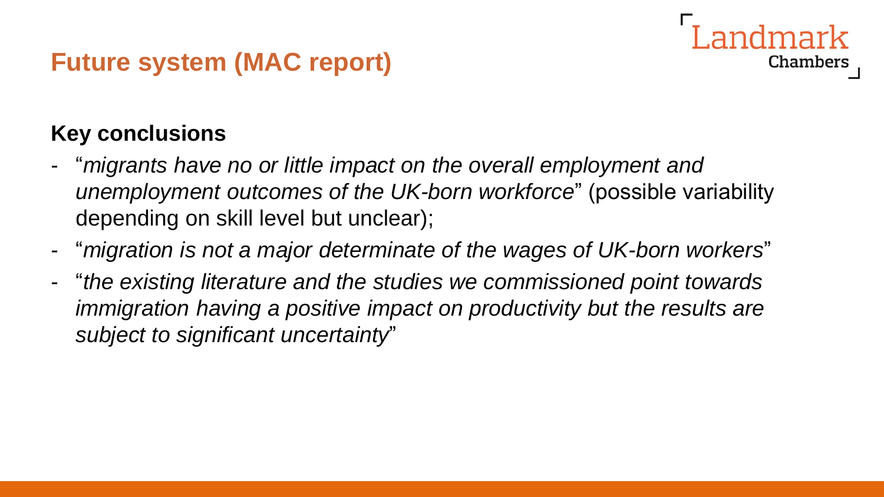# Future system (MAC report)

**Key conclusions**

- "*migrants have no or little impact on the overall employment and unemployment outcomes of the UK-born workforce*" (possible variability depending on skill level but unclear);
- "*migration is not a major determinate of the wages of UK-born workers*"
- "*the existing literature and the studies we commissioned point towards immigration having a positive impact on productivity but the results are subject to significant uncertainty*"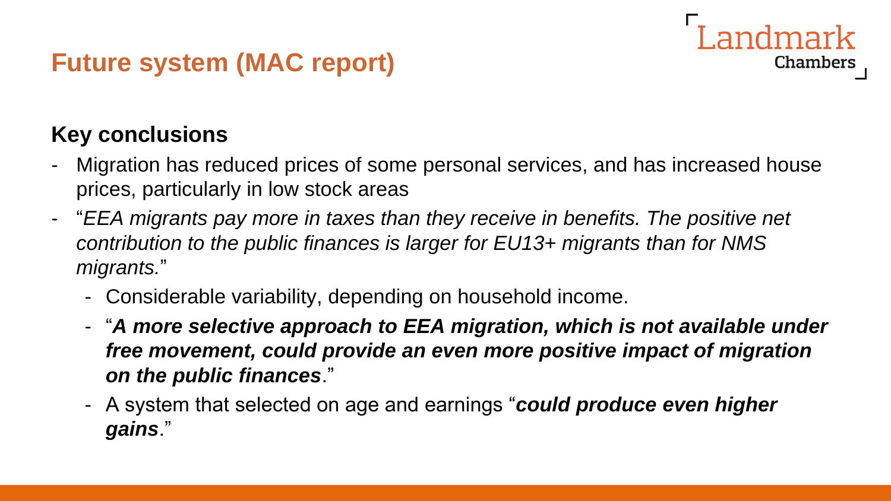# Future system (MAC report)

## Key conclusions

- Migration has reduced prices of some personal services, and has increased house prices, particularly in low stock areas
- "*EEA migrants pay more in taxes than they receive in benefits. The positive net contribution to the public finances is larger for EU13+ migrants than for NMS migrants.*"
  - Considerable variability, depending on household income.
  - "***A more selective approach to EEA migration, which is not available under free movement, could provide an even more positive impact of migration on the public finances***."
  - A system that selected on age and earnings "***could produce even higher gains***."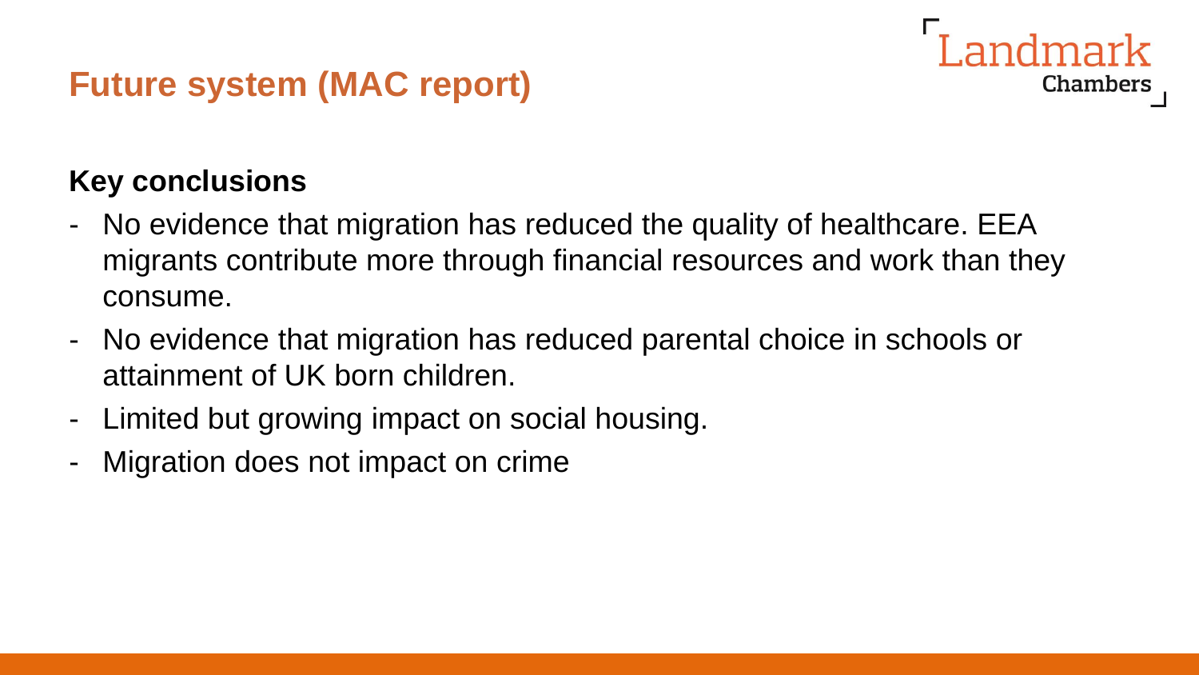## Future system (MAC report)

**Key conclusions**

- No evidence that migration has reduced the quality of healthcare. EEA migrants contribute more through financial resources and work than they consume.
- No evidence that migration has reduced parental choice in schools or attainment of UK born children.
- Limited but growing impact on social housing.
- Migration does not impact on crime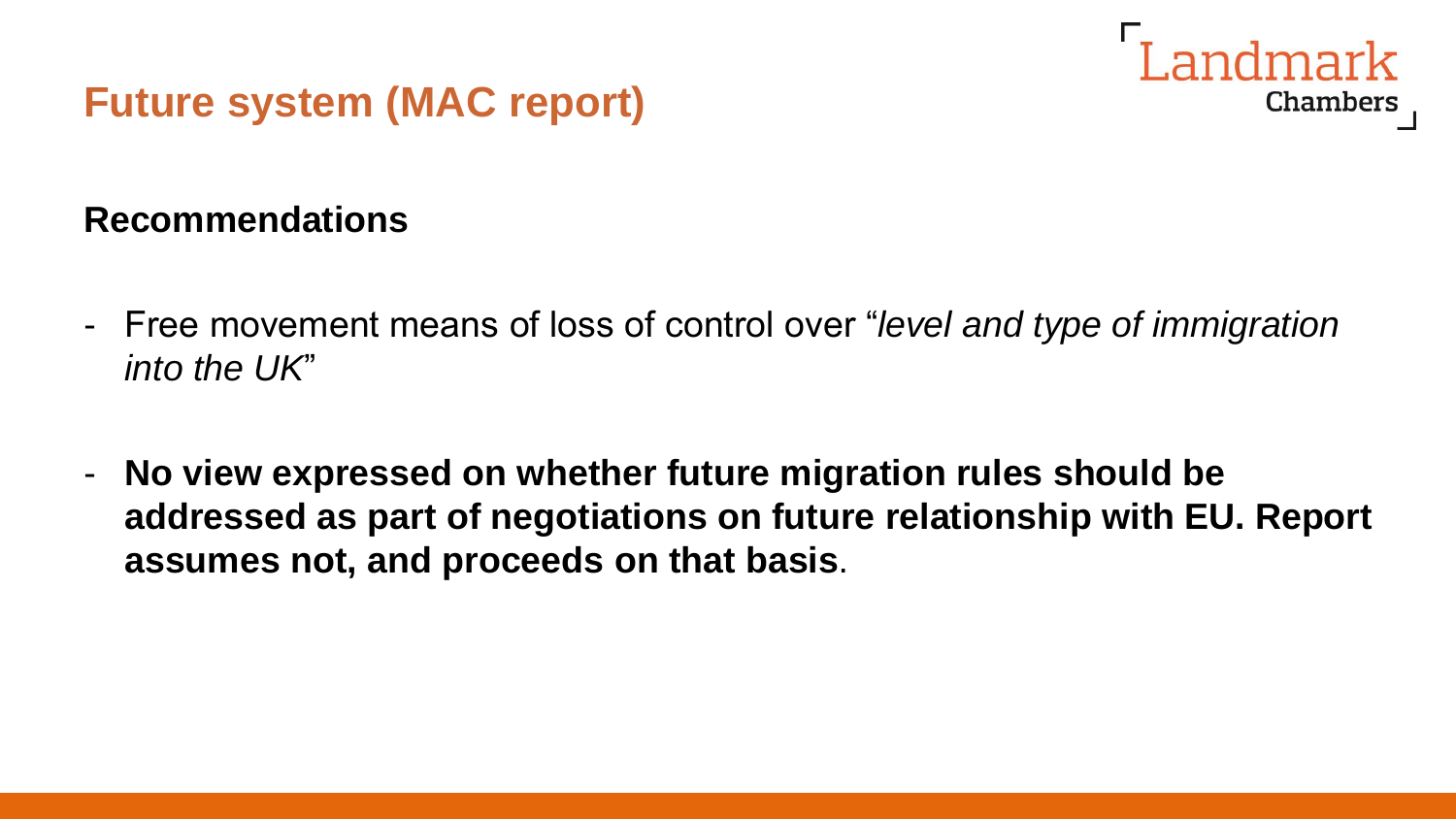# Future system (MAC report)

**Recommendations**

- Free movement means of loss of control over "*level and type of immigration into the UK*"

- **No view expressed on whether future migration rules should be addressed as part of negotiations on future relationship with EU. Report assumes not, and proceeds on that basis**.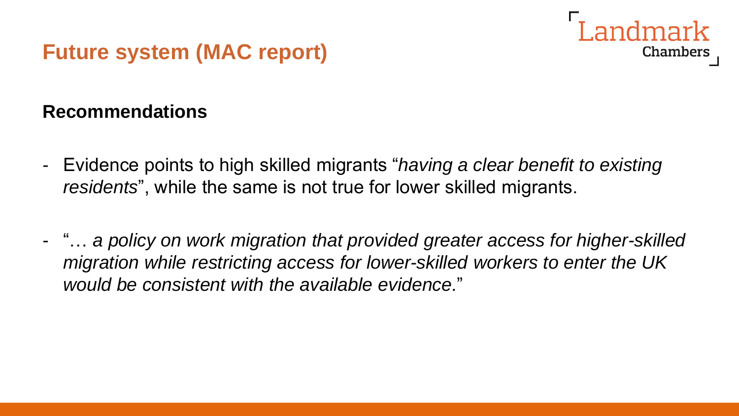# Future system (MAC report)

**Recommendations**

- Evidence points to high skilled migrants "*having a clear benefit to existing residents*", while the same is not true for lower skilled migrants.

- "… *a policy on work migration that provided greater access for higher-skilled migration while restricting access for lower-skilled workers to enter the UK would be consistent with the available evidence*."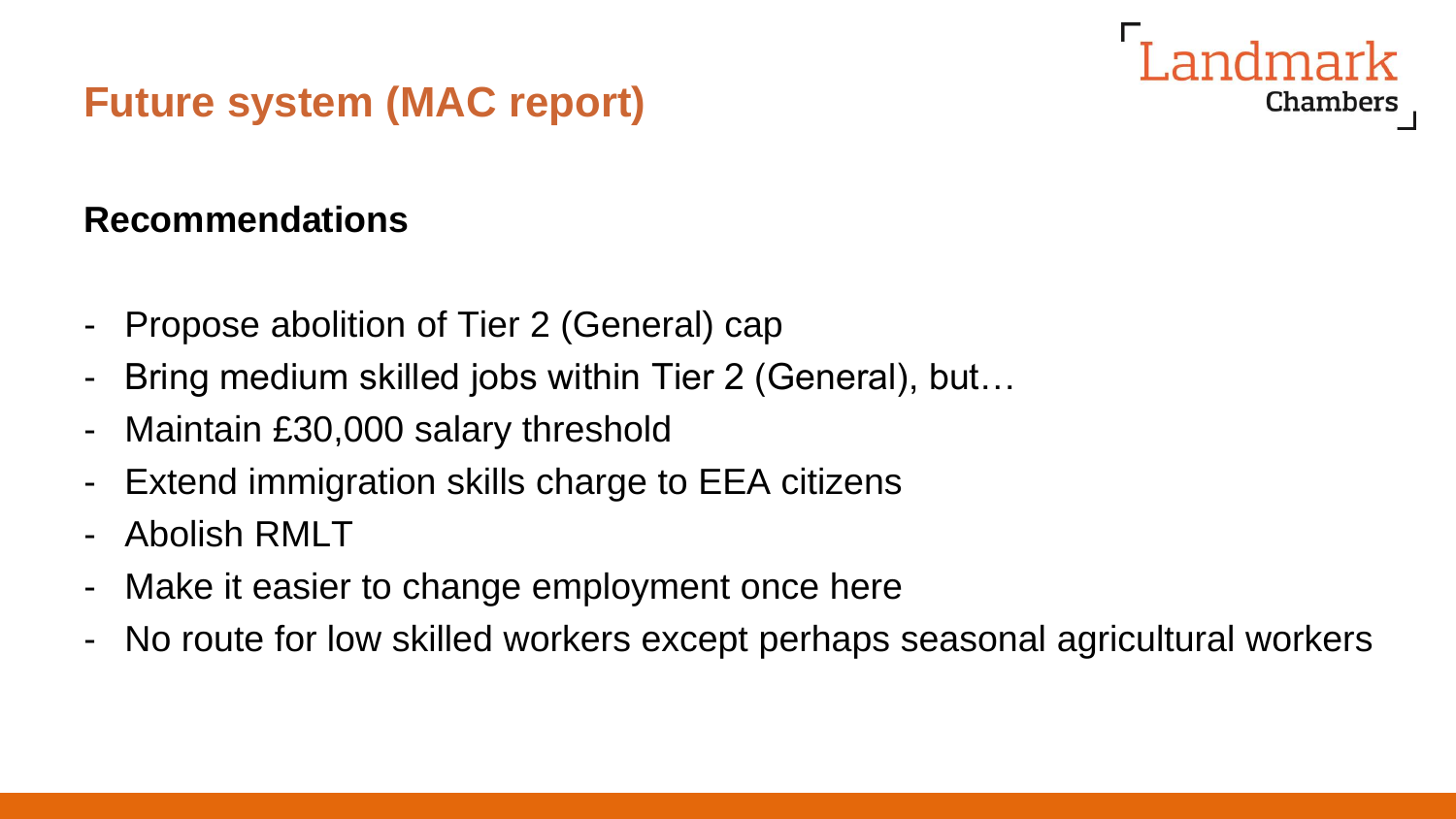# Future system (MAC report)

**Recommendations**

- Propose abolition of Tier 2 (General) cap
- Bring medium skilled jobs within Tier 2 (General), but…
- Maintain £30,000 salary threshold
- Extend immigration skills charge to EEA citizens
- Abolish RMLT
- Make it easier to change employment once here
- No route for low skilled workers except perhaps seasonal agricultural workers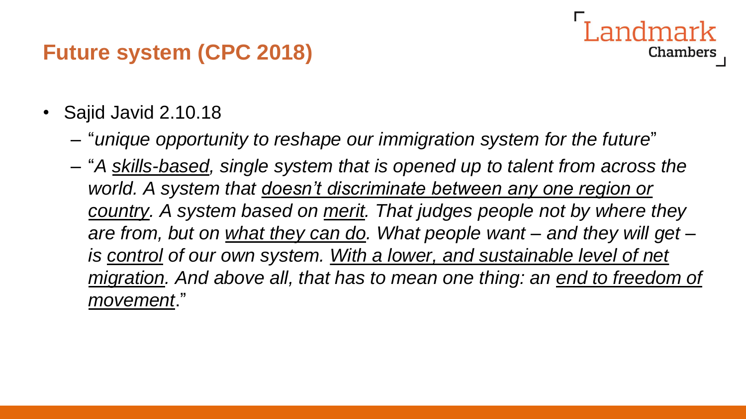## Future system (CPC 2018)

- Sajid Javid 2.10.18
  - "*unique opportunity to reshape our immigration system for the future*"
  - "*A <u>skills-based</u>, single system that is opened up to talent from across the world. A system that <u>doesn't discriminate between any one region or country</u>. A system based on <u>merit</u>. That judges people not by where they are from, but on <u>what they can do</u>. What people want – and they will get – is <u>control</u> of our own system. <u>With a lower, and sustainable level of net migration</u>. And above all, that has to mean one thing: an <u>end to freedom of movement</u>.*"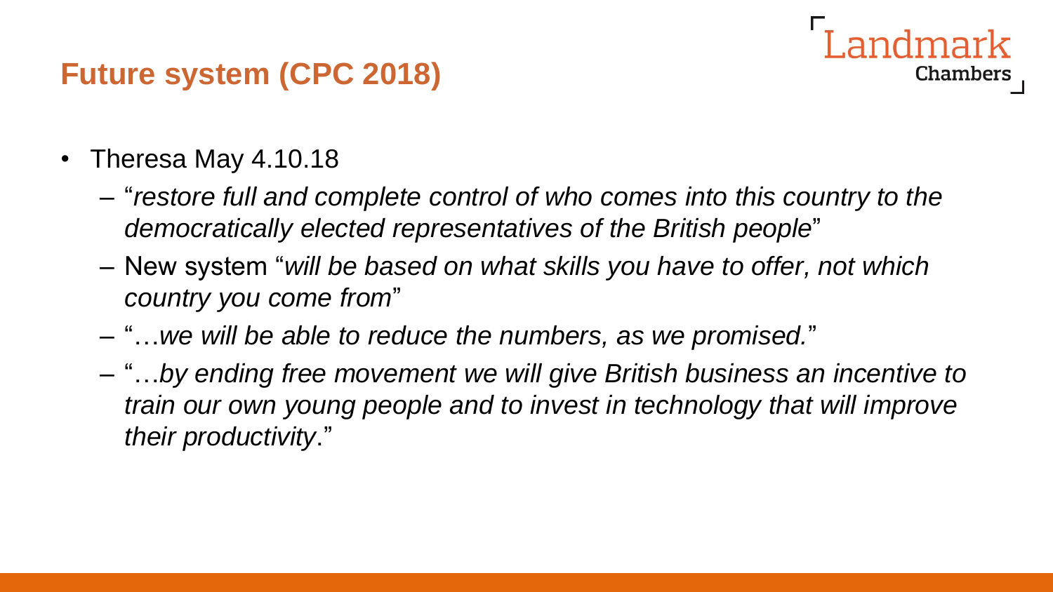# Future system (CPC 2018)

- Theresa May 4.10.18
  - "*restore full and complete control of who comes into this country to the democratically elected representatives of the British people*"
  - New system "*will be based on what skills you have to offer, not which country you come from*"
  - "…*we will be able to reduce the numbers, as we promised.*"
  - "…*by ending free movement we will give British business an incentive to train our own young people and to invest in technology that will improve their productivity*."